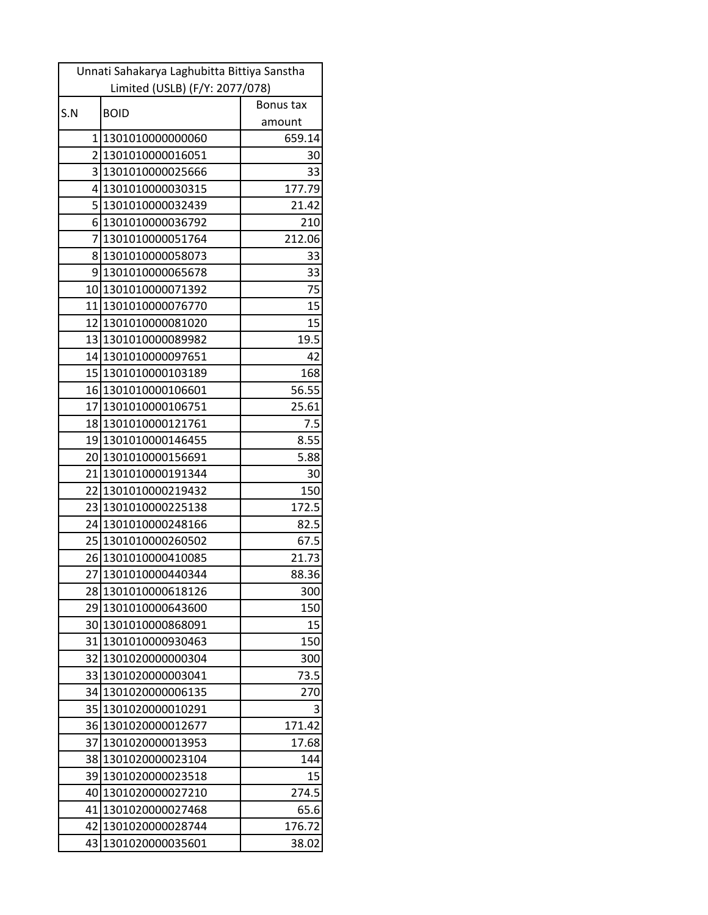| Unnati Sahakarya Laghubitta Bittiya Sanstha Limited (USLB) (F/Y: 2077/078) | | |
|---|---|---|
| S.N | BOID | Bonus tax amount |
| 1 | 1301010000000060 | 659.14 |
| 2 | 1301010000016051 | 30 |
| 3 | 1301010000025666 | 33 |
| 4 | 1301010000030315 | 177.79 |
| 5 | 1301010000032439 | 21.42 |
| 6 | 1301010000036792 | 210 |
| 7 | 1301010000051764 | 212.06 |
| 8 | 1301010000058073 | 33 |
| 9 | 1301010000065678 | 33 |
| 10 | 1301010000071392 | 75 |
| 11 | 1301010000076770 | 15 |
| 12 | 1301010000081020 | 15 |
| 13 | 1301010000089982 | 19.5 |
| 14 | 1301010000097651 | 42 |
| 15 | 1301010000103189 | 168 |
| 16 | 1301010000106601 | 56.55 |
| 17 | 1301010000106751 | 25.61 |
| 18 | 1301010000121761 | 7.5 |
| 19 | 1301010000146455 | 8.55 |
| 20 | 1301010000156691 | 5.88 |
| 21 | 1301010000191344 | 30 |
| 22 | 1301010000219432 | 150 |
| 23 | 1301010000225138 | 172.5 |
| 24 | 1301010000248166 | 82.5 |
| 25 | 1301010000260502 | 67.5 |
| 26 | 1301010000410085 | 21.73 |
| 27 | 1301010000440344 | 88.36 |
| 28 | 1301010000618126 | 300 |
| 29 | 1301010000643600 | 150 |
| 30 | 1301010000868091 | 15 |
| 31 | 1301010000930463 | 150 |
| 32 | 1301020000000304 | 300 |
| 33 | 1301020000003041 | 73.5 |
| 34 | 1301020000006135 | 270 |
| 35 | 1301020000010291 | 3 |
| 36 | 1301020000012677 | 171.42 |
| 37 | 1301020000013953 | 17.68 |
| 38 | 1301020000023104 | 144 |
| 39 | 1301020000023518 | 15 |
| 40 | 1301020000027210 | 274.5 |
| 41 | 1301020000027468 | 65.6 |
| 42 | 1301020000028744 | 176.72 |
| 43 | 1301020000035601 | 38.02 |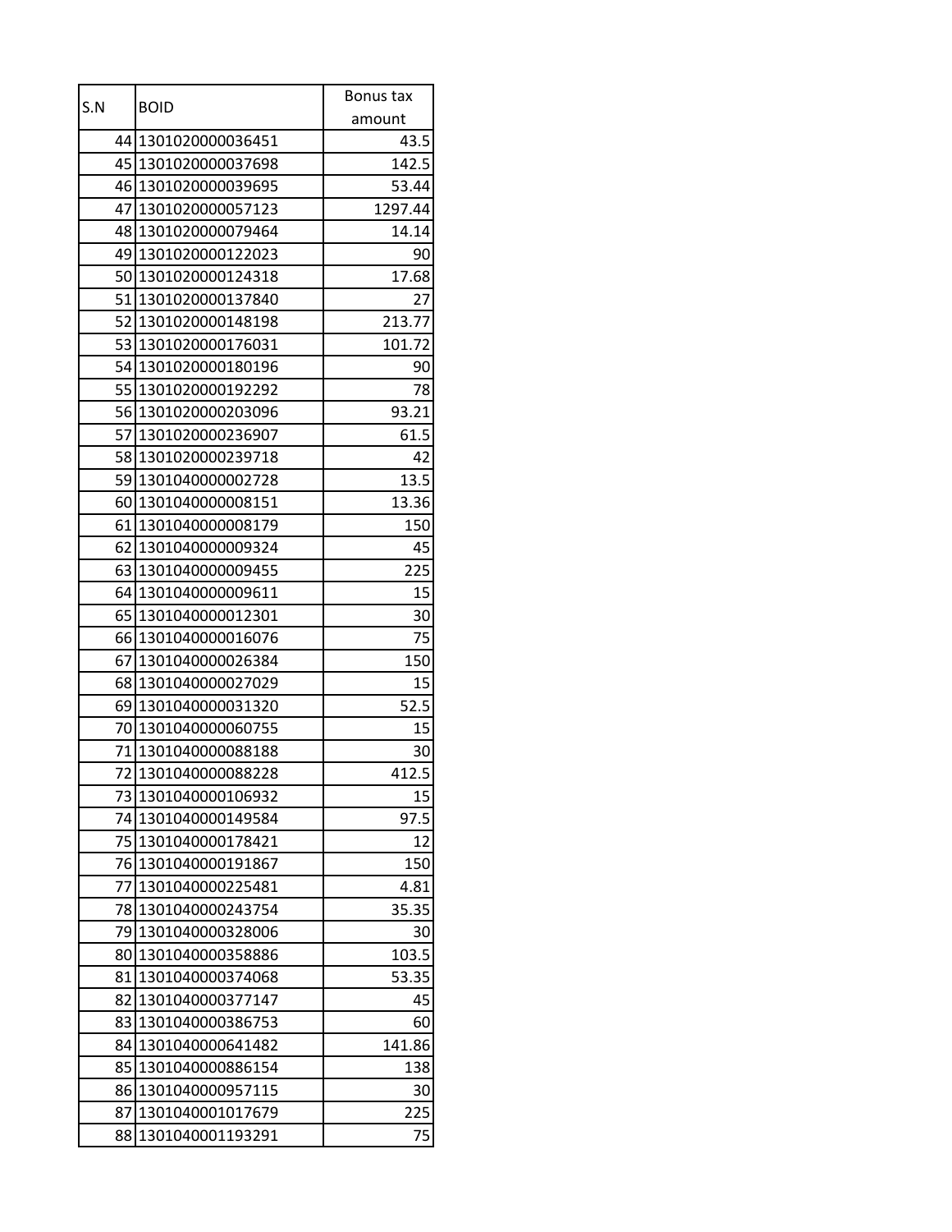| S.N | BOID | Bonus tax amount |
|---|---|---|
| 44 | 1301020000036451 | 43.5 |
| 45 | 1301020000037698 | 142.5 |
| 46 | 1301020000039695 | 53.44 |
| 47 | 1301020000057123 | 1297.44 |
| 48 | 1301020000079464 | 14.14 |
| 49 | 1301020000122023 | 90 |
| 50 | 1301020000124318 | 17.68 |
| 51 | 1301020000137840 | 27 |
| 52 | 1301020000148198 | 213.77 |
| 53 | 1301020000176031 | 101.72 |
| 54 | 1301020000180196 | 90 |
| 55 | 1301020000192292 | 78 |
| 56 | 1301020000203096 | 93.21 |
| 57 | 1301020000236907 | 61.5 |
| 58 | 1301020000239718 | 42 |
| 59 | 1301040000002728 | 13.5 |
| 60 | 1301040000008151 | 13.36 |
| 61 | 1301040000008179 | 150 |
| 62 | 1301040000009324 | 45 |
| 63 | 1301040000009455 | 225 |
| 64 | 1301040000009611 | 15 |
| 65 | 1301040000012301 | 30 |
| 66 | 1301040000016076 | 75 |
| 67 | 1301040000026384 | 150 |
| 68 | 1301040000027029 | 15 |
| 69 | 1301040000031320 | 52.5 |
| 70 | 1301040000060755 | 15 |
| 71 | 1301040000088188 | 30 |
| 72 | 1301040000088228 | 412.5 |
| 73 | 1301040000106932 | 15 |
| 74 | 1301040000149584 | 97.5 |
| 75 | 1301040000178421 | 12 |
| 76 | 1301040000191867 | 150 |
| 77 | 1301040000225481 | 4.81 |
| 78 | 1301040000243754 | 35.35 |
| 79 | 1301040000328006 | 30 |
| 80 | 1301040000358886 | 103.5 |
| 81 | 1301040000374068 | 53.35 |
| 82 | 1301040000377147 | 45 |
| 83 | 1301040000386753 | 60 |
| 84 | 1301040000641482 | 141.86 |
| 85 | 1301040000886154 | 138 |
| 86 | 1301040000957115 | 30 |
| 87 | 1301040001017679 | 225 |
| 88 | 1301040001193291 | 75 |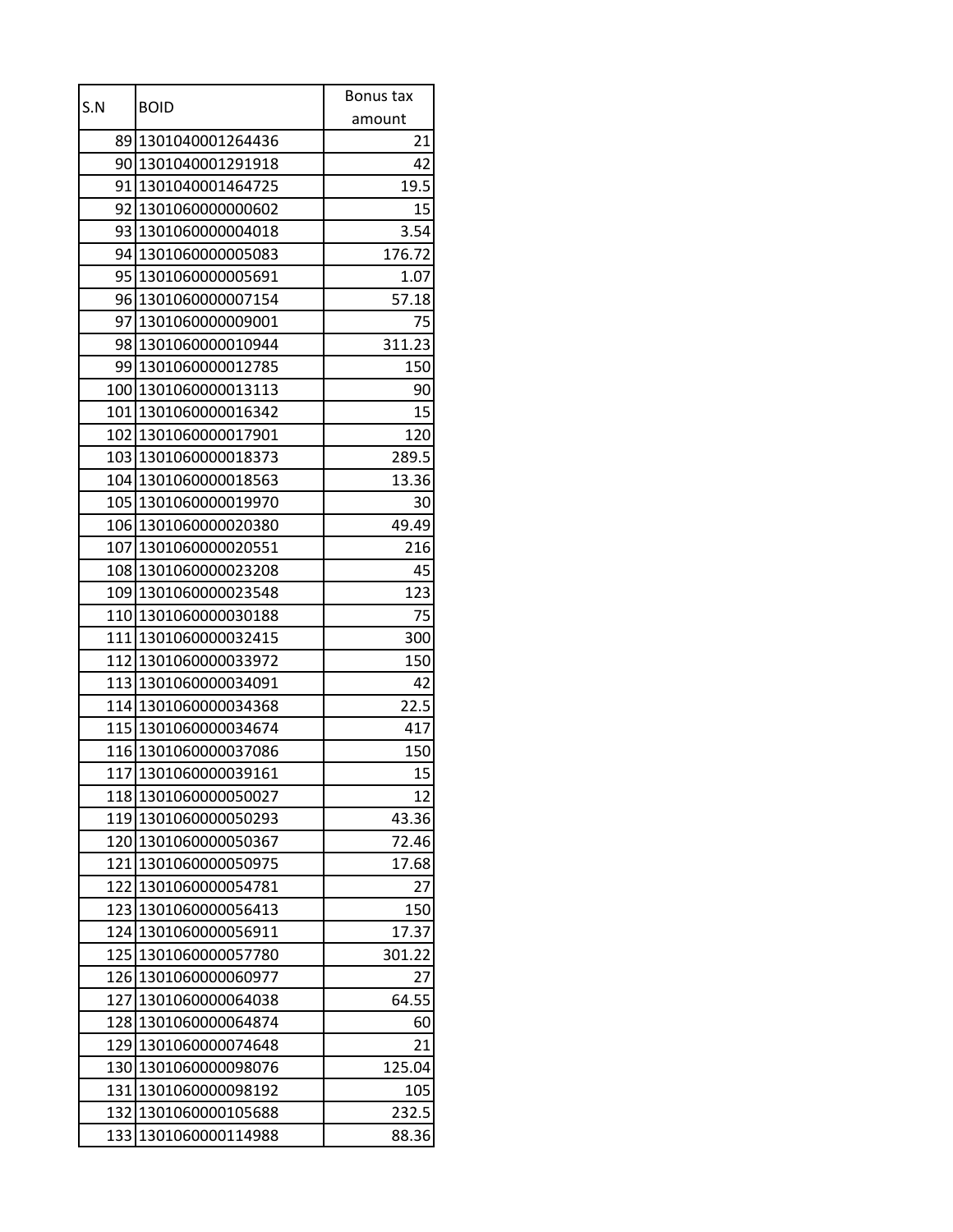| S.N | BOID | Bonus tax amount |
|---|---|---|
| 89 | 1301040001264436 | 21 |
| 90 | 1301040001291918 | 42 |
| 91 | 1301040001464725 | 19.5 |
| 92 | 1301060000000602 | 15 |
| 93 | 1301060000004018 | 3.54 |
| 94 | 1301060000005083 | 176.72 |
| 95 | 1301060000005691 | 1.07 |
| 96 | 1301060000007154 | 57.18 |
| 97 | 1301060000009001 | 75 |
| 98 | 1301060000010944 | 311.23 |
| 99 | 1301060000012785 | 150 |
| 100 | 1301060000013113 | 90 |
| 101 | 1301060000016342 | 15 |
| 102 | 1301060000017901 | 120 |
| 103 | 1301060000018373 | 289.5 |
| 104 | 1301060000018563 | 13.36 |
| 105 | 1301060000019970 | 30 |
| 106 | 1301060000020380 | 49.49 |
| 107 | 1301060000020551 | 216 |
| 108 | 1301060000023208 | 45 |
| 109 | 1301060000023548 | 123 |
| 110 | 1301060000030188 | 75 |
| 111 | 1301060000032415 | 300 |
| 112 | 1301060000033972 | 150 |
| 113 | 1301060000034091 | 42 |
| 114 | 1301060000034368 | 22.5 |
| 115 | 1301060000034674 | 417 |
| 116 | 1301060000037086 | 150 |
| 117 | 1301060000039161 | 15 |
| 118 | 1301060000050027 | 12 |
| 119 | 1301060000050293 | 43.36 |
| 120 | 1301060000050367 | 72.46 |
| 121 | 1301060000050975 | 17.68 |
| 122 | 1301060000054781 | 27 |
| 123 | 1301060000056413 | 150 |
| 124 | 1301060000056911 | 17.37 |
| 125 | 1301060000057780 | 301.22 |
| 126 | 1301060000060977 | 27 |
| 127 | 1301060000064038 | 64.55 |
| 128 | 1301060000064874 | 60 |
| 129 | 1301060000074648 | 21 |
| 130 | 1301060000098076 | 125.04 |
| 131 | 1301060000098192 | 105 |
| 132 | 1301060000105688 | 232.5 |
| 133 | 1301060000114988 | 88.36 |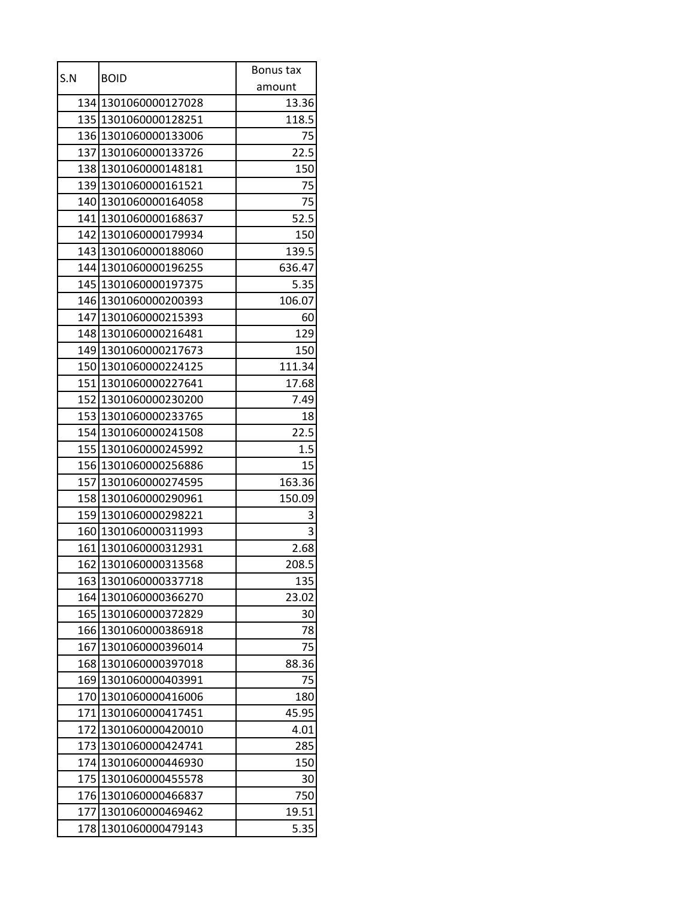| S.N | BOID | Bonus tax amount |
|---|---|---|
| 134 | 1301060000127028 | 13.36 |
| 135 | 1301060000128251 | 118.5 |
| 136 | 1301060000133006 | 75 |
| 137 | 1301060000133726 | 22.5 |
| 138 | 1301060000148181 | 150 |
| 139 | 1301060000161521 | 75 |
| 140 | 1301060000164058 | 75 |
| 141 | 1301060000168637 | 52.5 |
| 142 | 1301060000179934 | 150 |
| 143 | 1301060000188060 | 139.5 |
| 144 | 1301060000196255 | 636.47 |
| 145 | 1301060000197375 | 5.35 |
| 146 | 1301060000200393 | 106.07 |
| 147 | 1301060000215393 | 60 |
| 148 | 1301060000216481 | 129 |
| 149 | 1301060000217673 | 150 |
| 150 | 1301060000224125 | 111.34 |
| 151 | 1301060000227641 | 17.68 |
| 152 | 1301060000230200 | 7.49 |
| 153 | 1301060000233765 | 18 |
| 154 | 1301060000241508 | 22.5 |
| 155 | 1301060000245992 | 1.5 |
| 156 | 1301060000256886 | 15 |
| 157 | 1301060000274595 | 163.36 |
| 158 | 1301060000290961 | 150.09 |
| 159 | 1301060000298221 | 3 |
| 160 | 1301060000311993 | 3 |
| 161 | 1301060000312931 | 2.68 |
| 162 | 1301060000313568 | 208.5 |
| 163 | 1301060000337718 | 135 |
| 164 | 1301060000366270 | 23.02 |
| 165 | 1301060000372829 | 30 |
| 166 | 1301060000386918 | 78 |
| 167 | 1301060000396014 | 75 |
| 168 | 1301060000397018 | 88.36 |
| 169 | 1301060000403991 | 75 |
| 170 | 1301060000416006 | 180 |
| 171 | 1301060000417451 | 45.95 |
| 172 | 1301060000420010 | 4.01 |
| 173 | 1301060000424741 | 285 |
| 174 | 1301060000446930 | 150 |
| 175 | 1301060000455578 | 30 |
| 176 | 1301060000466837 | 750 |
| 177 | 1301060000469462 | 19.51 |
| 178 | 1301060000479143 | 5.35 |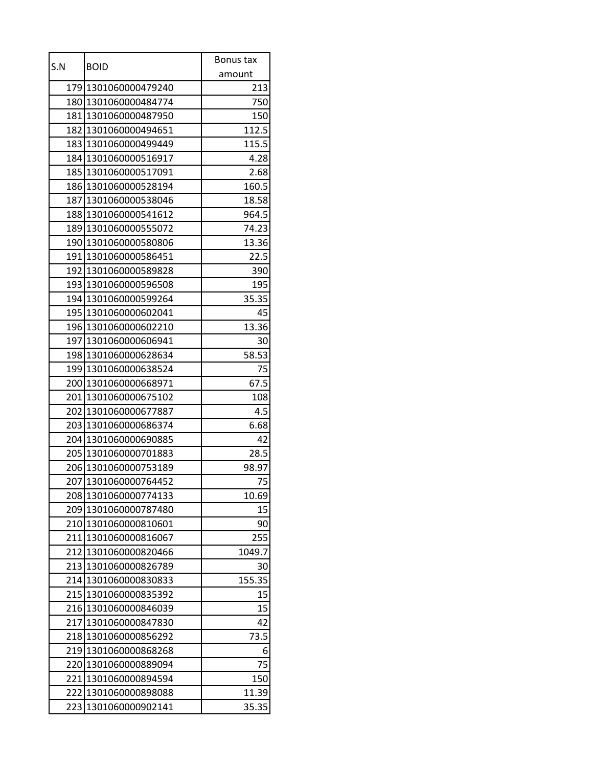| S.N | BOID | Bonus tax amount |
| --- | --- | --- |
| 179 | 1301060000479240 | 213 |
| 180 | 1301060000484774 | 750 |
| 181 | 1301060000487950 | 150 |
| 182 | 1301060000494651 | 112.5 |
| 183 | 1301060000499449 | 115.5 |
| 184 | 1301060000516917 | 4.28 |
| 185 | 1301060000517091 | 2.68 |
| 186 | 1301060000528194 | 160.5 |
| 187 | 1301060000538046 | 18.58 |
| 188 | 1301060000541612 | 964.5 |
| 189 | 1301060000555072 | 74.23 |
| 190 | 1301060000580806 | 13.36 |
| 191 | 1301060000586451 | 22.5 |
| 192 | 1301060000589828 | 390 |
| 193 | 1301060000596508 | 195 |
| 194 | 1301060000599264 | 35.35 |
| 195 | 1301060000602041 | 45 |
| 196 | 1301060000602210 | 13.36 |
| 197 | 1301060000606941 | 30 |
| 198 | 1301060000628634 | 58.53 |
| 199 | 1301060000638524 | 75 |
| 200 | 1301060000668971 | 67.5 |
| 201 | 1301060000675102 | 108 |
| 202 | 1301060000677887 | 4.5 |
| 203 | 1301060000686374 | 6.68 |
| 204 | 1301060000690885 | 42 |
| 205 | 1301060000701883 | 28.5 |
| 206 | 1301060000753189 | 98.97 |
| 207 | 1301060000764452 | 75 |
| 208 | 1301060000774133 | 10.69 |
| 209 | 1301060000787480 | 15 |
| 210 | 1301060000810601 | 90 |
| 211 | 1301060000816067 | 255 |
| 212 | 1301060000820466 | 1049.7 |
| 213 | 1301060000826789 | 30 |
| 214 | 1301060000830833 | 155.35 |
| 215 | 1301060000835392 | 15 |
| 216 | 1301060000846039 | 15 |
| 217 | 1301060000847830 | 42 |
| 218 | 1301060000856292 | 73.5 |
| 219 | 1301060000868268 | 6 |
| 220 | 1301060000889094 | 75 |
| 221 | 1301060000894594 | 150 |
| 222 | 1301060000898088 | 11.39 |
| 223 | 1301060000902141 | 35.35 |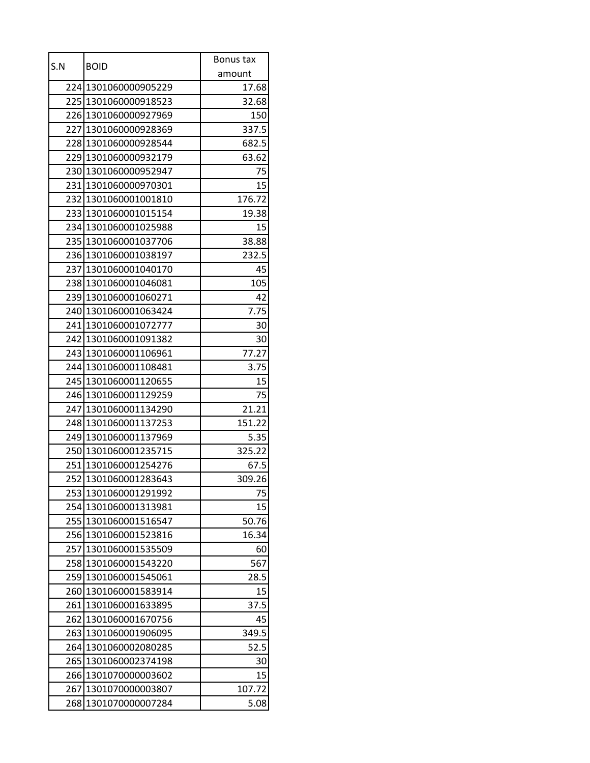| S.N | BOID | Bonus tax amount |
|---|---|---|
| 224 | 1301060000905229 | 17.68 |
| 225 | 1301060000918523 | 32.68 |
| 226 | 1301060000927969 | 150 |
| 227 | 1301060000928369 | 337.5 |
| 228 | 1301060000928544 | 682.5 |
| 229 | 1301060000932179 | 63.62 |
| 230 | 1301060000952947 | 75 |
| 231 | 1301060000970301 | 15 |
| 232 | 1301060001001810 | 176.72 |
| 233 | 1301060001015154 | 19.38 |
| 234 | 1301060001025988 | 15 |
| 235 | 1301060001037706 | 38.88 |
| 236 | 1301060001038197 | 232.5 |
| 237 | 1301060001040170 | 45 |
| 238 | 1301060001046081 | 105 |
| 239 | 1301060001060271 | 42 |
| 240 | 1301060001063424 | 7.75 |
| 241 | 1301060001072777 | 30 |
| 242 | 1301060001091382 | 30 |
| 243 | 1301060001106961 | 77.27 |
| 244 | 1301060001108481 | 3.75 |
| 245 | 1301060001120655 | 15 |
| 246 | 1301060001129259 | 75 |
| 247 | 1301060001134290 | 21.21 |
| 248 | 1301060001137253 | 151.22 |
| 249 | 1301060001137969 | 5.35 |
| 250 | 1301060001235715 | 325.22 |
| 251 | 1301060001254276 | 67.5 |
| 252 | 1301060001283643 | 309.26 |
| 253 | 1301060001291992 | 75 |
| 254 | 1301060001313981 | 15 |
| 255 | 1301060001516547 | 50.76 |
| 256 | 1301060001523816 | 16.34 |
| 257 | 1301060001535509 | 60 |
| 258 | 1301060001543220 | 567 |
| 259 | 1301060001545061 | 28.5 |
| 260 | 1301060001583914 | 15 |
| 261 | 1301060001633895 | 37.5 |
| 262 | 1301060001670756 | 45 |
| 263 | 1301060001906095 | 349.5 |
| 264 | 1301060002080285 | 52.5 |
| 265 | 1301060002374198 | 30 |
| 266 | 1301070000003602 | 15 |
| 267 | 1301070000003807 | 107.72 |
| 268 | 1301070000007284 | 5.08 |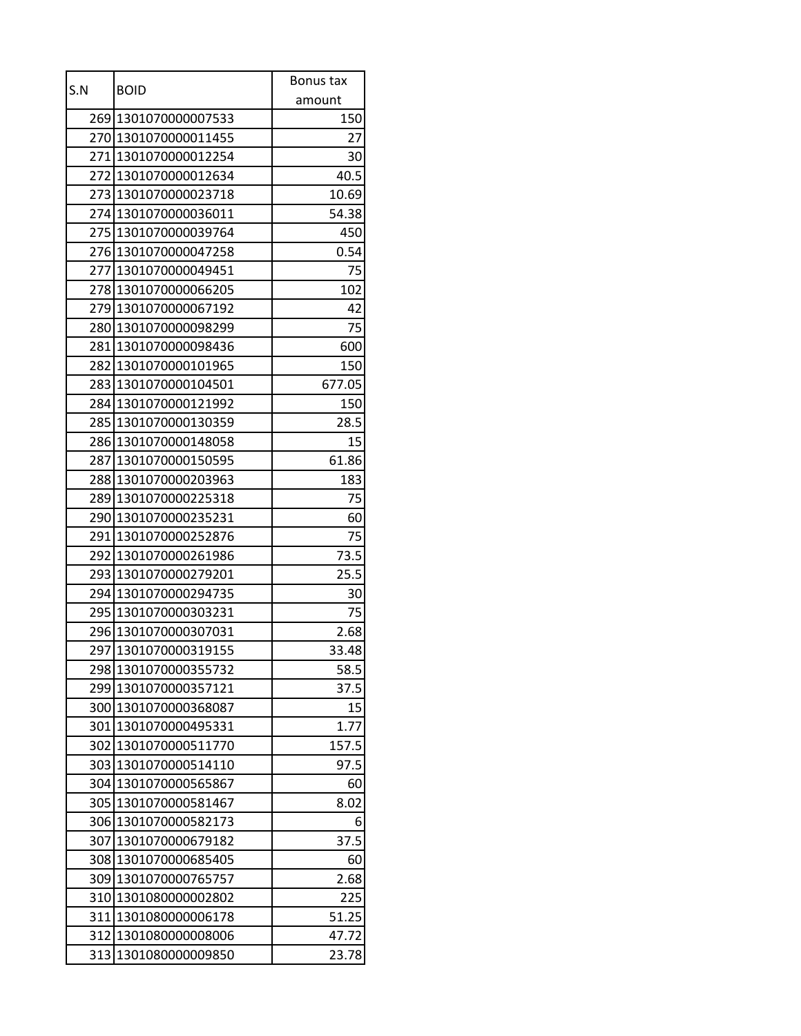| S.N | BOID | Bonus tax amount |
| --- | --- | --- |
| 269 | 1301070000007533 | 150 |
| 270 | 1301070000011455 | 27 |
| 271 | 1301070000012254 | 30 |
| 272 | 1301070000012634 | 40.5 |
| 273 | 1301070000023718 | 10.69 |
| 274 | 1301070000036011 | 54.38 |
| 275 | 1301070000039764 | 450 |
| 276 | 1301070000047258 | 0.54 |
| 277 | 1301070000049451 | 75 |
| 278 | 1301070000066205 | 102 |
| 279 | 1301070000067192 | 42 |
| 280 | 1301070000098299 | 75 |
| 281 | 1301070000098436 | 600 |
| 282 | 1301070000101965 | 150 |
| 283 | 1301070000104501 | 677.05 |
| 284 | 1301070000121992 | 150 |
| 285 | 1301070000130359 | 28.5 |
| 286 | 1301070000148058 | 15 |
| 287 | 1301070000150595 | 61.86 |
| 288 | 1301070000203963 | 183 |
| 289 | 1301070000225318 | 75 |
| 290 | 1301070000235231 | 60 |
| 291 | 1301070000252876 | 75 |
| 292 | 1301070000261986 | 73.5 |
| 293 | 1301070000279201 | 25.5 |
| 294 | 1301070000294735 | 30 |
| 295 | 1301070000303231 | 75 |
| 296 | 1301070000307031 | 2.68 |
| 297 | 1301070000319155 | 33.48 |
| 298 | 1301070000355732 | 58.5 |
| 299 | 1301070000357121 | 37.5 |
| 300 | 1301070000368087 | 15 |
| 301 | 1301070000495331 | 1.77 |
| 302 | 1301070000511770 | 157.5 |
| 303 | 1301070000514110 | 97.5 |
| 304 | 1301070000565867 | 60 |
| 305 | 1301070000581467 | 8.02 |
| 306 | 1301070000582173 | 6 |
| 307 | 1301070000679182 | 37.5 |
| 308 | 1301070000685405 | 60 |
| 309 | 1301070000765757 | 2.68 |
| 310 | 1301080000002802 | 225 |
| 311 | 1301080000006178 | 51.25 |
| 312 | 1301080000008006 | 47.72 |
| 313 | 1301080000009850 | 23.78 |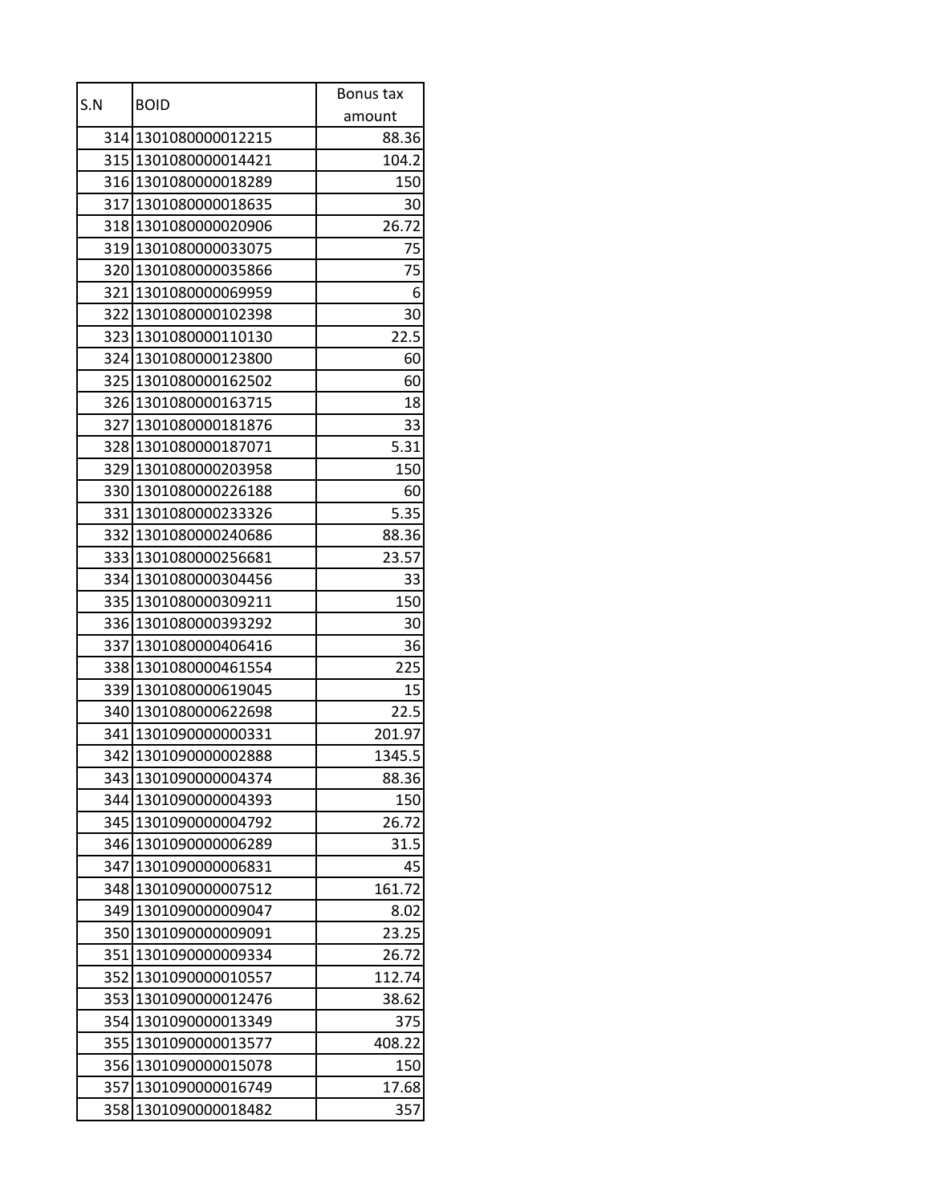| S.N | BOID | Bonus tax amount |
|---|---|---|
| 314 | 1301080000012215 | 88.36 |
| 315 | 1301080000014421 | 104.2 |
| 316 | 1301080000018289 | 150 |
| 317 | 1301080000018635 | 30 |
| 318 | 1301080000020906 | 26.72 |
| 319 | 1301080000033075 | 75 |
| 320 | 1301080000035866 | 75 |
| 321 | 1301080000069959 | 6 |
| 322 | 1301080000102398 | 30 |
| 323 | 1301080000110130 | 22.5 |
| 324 | 1301080000123800 | 60 |
| 325 | 1301080000162502 | 60 |
| 326 | 1301080000163715 | 18 |
| 327 | 1301080000181876 | 33 |
| 328 | 1301080000187071 | 5.31 |
| 329 | 1301080000203958 | 150 |
| 330 | 1301080000226188 | 60 |
| 331 | 1301080000233326 | 5.35 |
| 332 | 1301080000240686 | 88.36 |
| 333 | 1301080000256681 | 23.57 |
| 334 | 1301080000304456 | 33 |
| 335 | 1301080000309211 | 150 |
| 336 | 1301080000393292 | 30 |
| 337 | 1301080000406416 | 36 |
| 338 | 1301080000461554 | 225 |
| 339 | 1301080000619045 | 15 |
| 340 | 1301080000622698 | 22.5 |
| 341 | 1301090000000331 | 201.97 |
| 342 | 1301090000002888 | 1345.5 |
| 343 | 1301090000004374 | 88.36 |
| 344 | 1301090000004393 | 150 |
| 345 | 1301090000004792 | 26.72 |
| 346 | 1301090000006289 | 31.5 |
| 347 | 1301090000006831 | 45 |
| 348 | 1301090000007512 | 161.72 |
| 349 | 1301090000009047 | 8.02 |
| 350 | 1301090000009091 | 23.25 |
| 351 | 1301090000009334 | 26.72 |
| 352 | 1301090000010557 | 112.74 |
| 353 | 1301090000012476 | 38.62 |
| 354 | 1301090000013349 | 375 |
| 355 | 1301090000013577 | 408.22 |
| 356 | 1301090000015078 | 150 |
| 357 | 1301090000016749 | 17.68 |
| 358 | 1301090000018482 | 357 |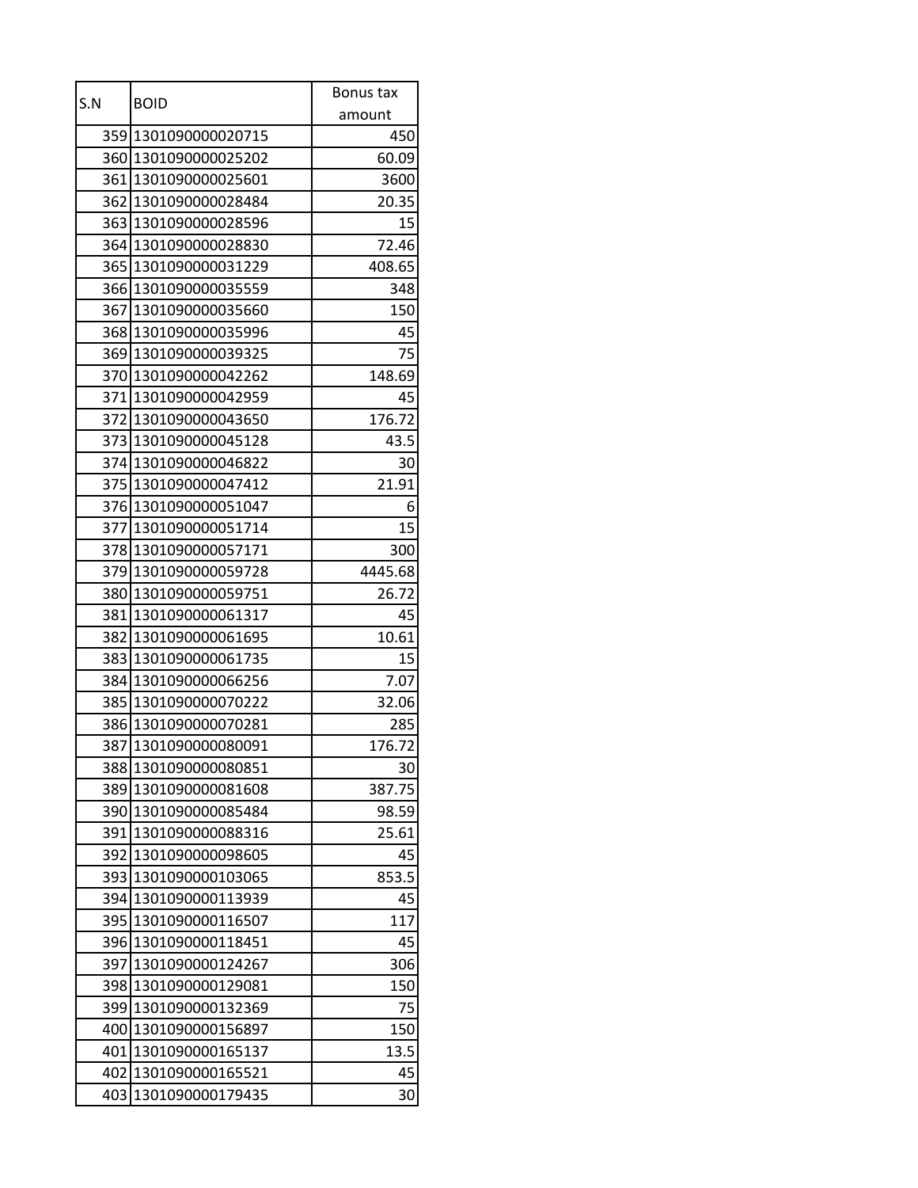| S.N | BOID | Bonus tax amount |
|---|---|---|
| 359 | 1301090000020715 | 450 |
| 360 | 1301090000025202 | 60.09 |
| 361 | 1301090000025601 | 3600 |
| 362 | 1301090000028484 | 20.35 |
| 363 | 1301090000028596 | 15 |
| 364 | 1301090000028830 | 72.46 |
| 365 | 1301090000031229 | 408.65 |
| 366 | 1301090000035559 | 348 |
| 367 | 1301090000035660 | 150 |
| 368 | 1301090000035996 | 45 |
| 369 | 1301090000039325 | 75 |
| 370 | 1301090000042262 | 148.69 |
| 371 | 1301090000042959 | 45 |
| 372 | 1301090000043650 | 176.72 |
| 373 | 1301090000045128 | 43.5 |
| 374 | 1301090000046822 | 30 |
| 375 | 1301090000047412 | 21.91 |
| 376 | 1301090000051047 | 6 |
| 377 | 1301090000051714 | 15 |
| 378 | 1301090000057171 | 300 |
| 379 | 1301090000059728 | 4445.68 |
| 380 | 1301090000059751 | 26.72 |
| 381 | 1301090000061317 | 45 |
| 382 | 1301090000061695 | 10.61 |
| 383 | 1301090000061735 | 15 |
| 384 | 1301090000066256 | 7.07 |
| 385 | 1301090000070222 | 32.06 |
| 386 | 1301090000070281 | 285 |
| 387 | 1301090000080091 | 176.72 |
| 388 | 1301090000080851 | 30 |
| 389 | 1301090000081608 | 387.75 |
| 390 | 1301090000085484 | 98.59 |
| 391 | 1301090000088316 | 25.61 |
| 392 | 1301090000098605 | 45 |
| 393 | 1301090000103065 | 853.5 |
| 394 | 1301090000113939 | 45 |
| 395 | 1301090000116507 | 117 |
| 396 | 1301090000118451 | 45 |
| 397 | 1301090000124267 | 306 |
| 398 | 1301090000129081 | 150 |
| 399 | 1301090000132369 | 75 |
| 400 | 1301090000156897 | 150 |
| 401 | 1301090000165137 | 13.5 |
| 402 | 1301090000165521 | 45 |
| 403 | 1301090000179435 | 30 |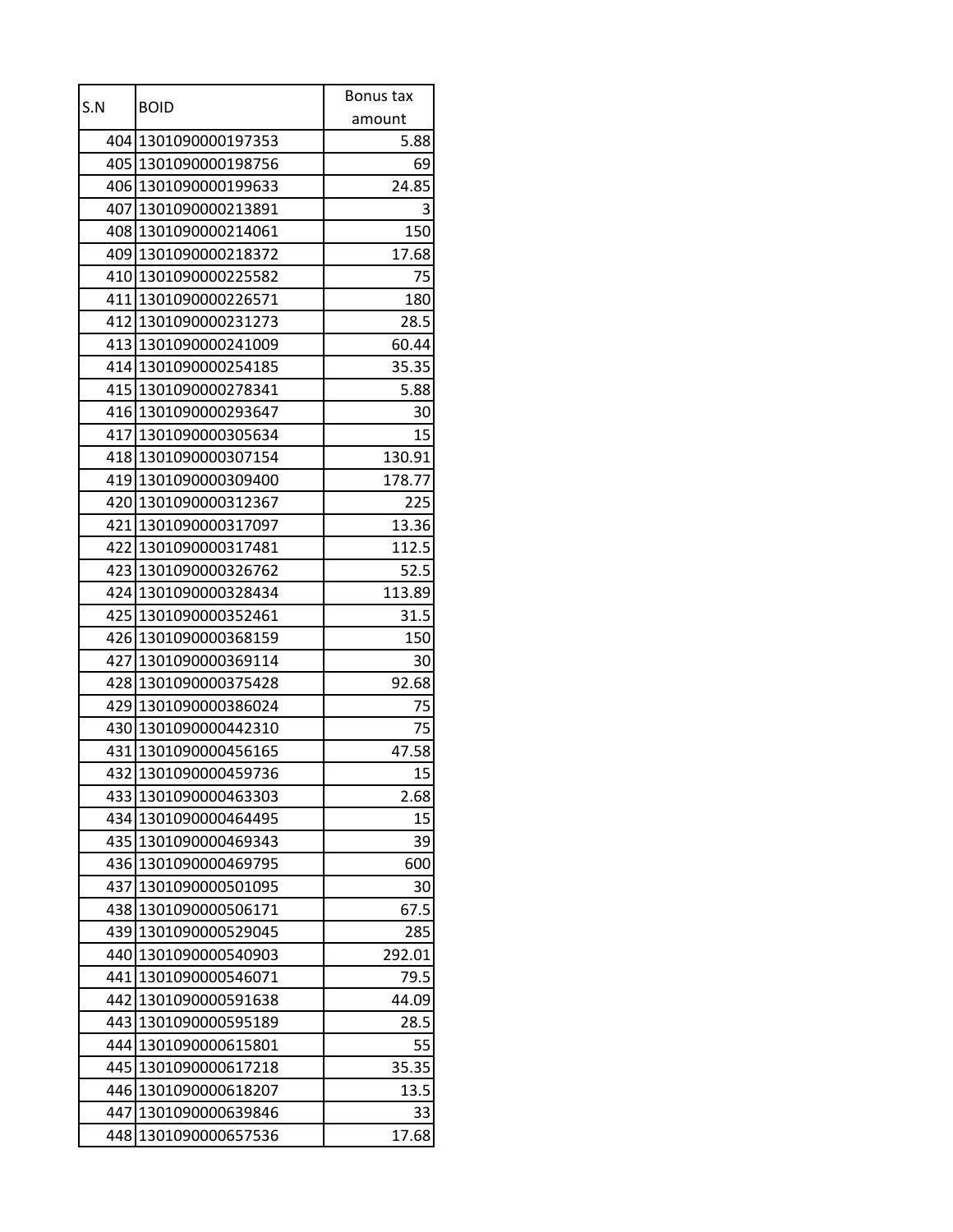| S.N | BOID | Bonus tax amount |
|---|---|---|
| 404 | 1301090000197353 | 5.88 |
| 405 | 1301090000198756 | 69 |
| 406 | 1301090000199633 | 24.85 |
| 407 | 1301090000213891 | 3 |
| 408 | 1301090000214061 | 150 |
| 409 | 1301090000218372 | 17.68 |
| 410 | 1301090000225582 | 75 |
| 411 | 1301090000226571 | 180 |
| 412 | 1301090000231273 | 28.5 |
| 413 | 1301090000241009 | 60.44 |
| 414 | 1301090000254185 | 35.35 |
| 415 | 1301090000278341 | 5.88 |
| 416 | 1301090000293647 | 30 |
| 417 | 1301090000305634 | 15 |
| 418 | 1301090000307154 | 130.91 |
| 419 | 1301090000309400 | 178.77 |
| 420 | 1301090000312367 | 225 |
| 421 | 1301090000317097 | 13.36 |
| 422 | 1301090000317481 | 112.5 |
| 423 | 1301090000326762 | 52.5 |
| 424 | 1301090000328434 | 113.89 |
| 425 | 1301090000352461 | 31.5 |
| 426 | 1301090000368159 | 150 |
| 427 | 1301090000369114 | 30 |
| 428 | 1301090000375428 | 92.68 |
| 429 | 1301090000386024 | 75 |
| 430 | 1301090000442310 | 75 |
| 431 | 1301090000456165 | 47.58 |
| 432 | 1301090000459736 | 15 |
| 433 | 1301090000463303 | 2.68 |
| 434 | 1301090000464495 | 15 |
| 435 | 1301090000469343 | 39 |
| 436 | 1301090000469795 | 600 |
| 437 | 1301090000501095 | 30 |
| 438 | 1301090000506171 | 67.5 |
| 439 | 1301090000529045 | 285 |
| 440 | 1301090000540903 | 292.01 |
| 441 | 1301090000546071 | 79.5 |
| 442 | 1301090000591638 | 44.09 |
| 443 | 1301090000595189 | 28.5 |
| 444 | 1301090000615801 | 55 |
| 445 | 1301090000617218 | 35.35 |
| 446 | 1301090000618207 | 13.5 |
| 447 | 1301090000639846 | 33 |
| 448 | 1301090000657536 | 17.68 |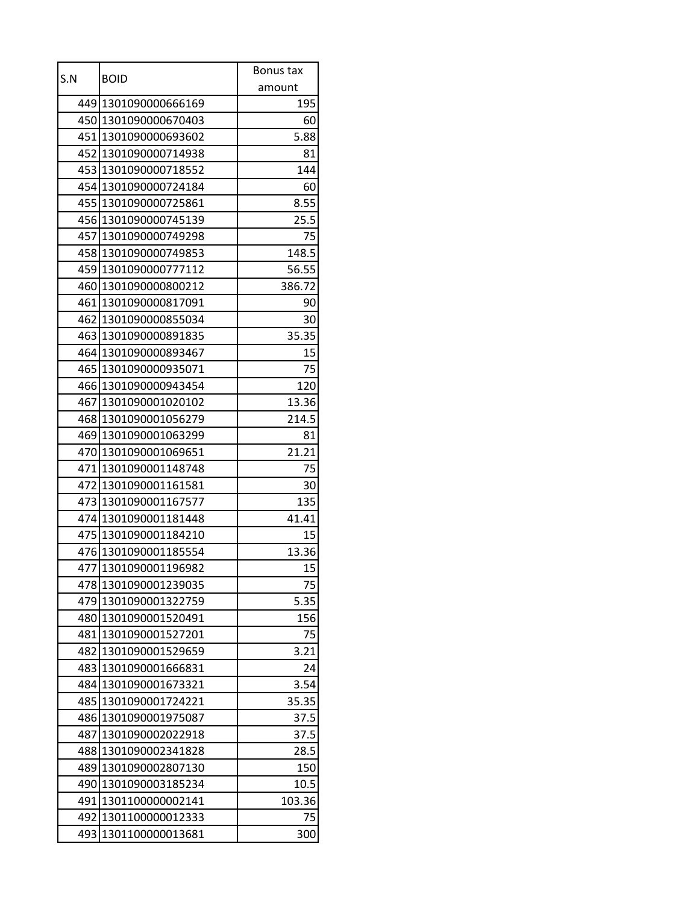| S.N | BOID | Bonus tax amount |
|---|---|---|
| 449 | 1301090000666169 | 195 |
| 450 | 1301090000670403 | 60 |
| 451 | 1301090000693602 | 5.88 |
| 452 | 1301090000714938 | 81 |
| 453 | 1301090000718552 | 144 |
| 454 | 1301090000724184 | 60 |
| 455 | 1301090000725861 | 8.55 |
| 456 | 1301090000745139 | 25.5 |
| 457 | 1301090000749298 | 75 |
| 458 | 1301090000749853 | 148.5 |
| 459 | 1301090000777112 | 56.55 |
| 460 | 1301090000800212 | 386.72 |
| 461 | 1301090000817091 | 90 |
| 462 | 1301090000855034 | 30 |
| 463 | 1301090000891835 | 35.35 |
| 464 | 1301090000893467 | 15 |
| 465 | 1301090000935071 | 75 |
| 466 | 1301090000943454 | 120 |
| 467 | 1301090001020102 | 13.36 |
| 468 | 1301090001056279 | 214.5 |
| 469 | 1301090001063299 | 81 |
| 470 | 1301090001069651 | 21.21 |
| 471 | 1301090001148748 | 75 |
| 472 | 1301090001161581 | 30 |
| 473 | 1301090001167577 | 135 |
| 474 | 1301090001181448 | 41.41 |
| 475 | 1301090001184210 | 15 |
| 476 | 1301090001185554 | 13.36 |
| 477 | 1301090001196982 | 15 |
| 478 | 1301090001239035 | 75 |
| 479 | 1301090001322759 | 5.35 |
| 480 | 1301090001520491 | 156 |
| 481 | 1301090001527201 | 75 |
| 482 | 1301090001529659 | 3.21 |
| 483 | 1301090001666831 | 24 |
| 484 | 1301090001673321 | 3.54 |
| 485 | 1301090001724221 | 35.35 |
| 486 | 1301090001975087 | 37.5 |
| 487 | 1301090002022918 | 37.5 |
| 488 | 1301090002341828 | 28.5 |
| 489 | 1301090002807130 | 150 |
| 490 | 1301090003185234 | 10.5 |
| 491 | 1301100000002141 | 103.36 |
| 492 | 1301100000012333 | 75 |
| 493 | 1301100000013681 | 300 |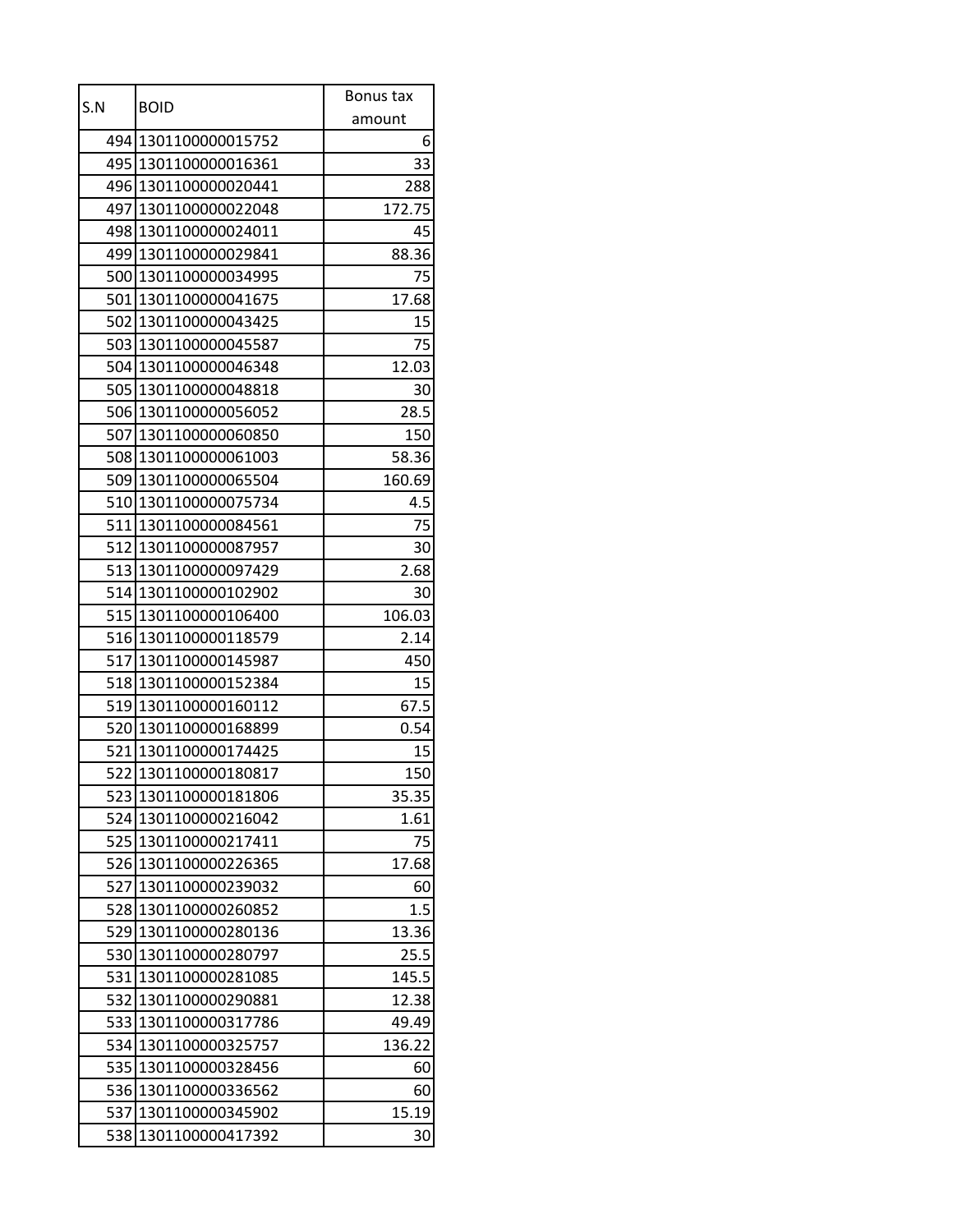| S.N | BOID | Bonus tax amount |
|---|---|---|
| 494 | 1301100000015752 | 6 |
| 495 | 1301100000016361 | 33 |
| 496 | 1301100000020441 | 288 |
| 497 | 1301100000022048 | 172.75 |
| 498 | 1301100000024011 | 45 |
| 499 | 1301100000029841 | 88.36 |
| 500 | 1301100000034995 | 75 |
| 501 | 1301100000041675 | 17.68 |
| 502 | 1301100000043425 | 15 |
| 503 | 1301100000045587 | 75 |
| 504 | 1301100000046348 | 12.03 |
| 505 | 1301100000048818 | 30 |
| 506 | 1301100000056052 | 28.5 |
| 507 | 1301100000060850 | 150 |
| 508 | 1301100000061003 | 58.36 |
| 509 | 1301100000065504 | 160.69 |
| 510 | 1301100000075734 | 4.5 |
| 511 | 1301100000084561 | 75 |
| 512 | 1301100000087957 | 30 |
| 513 | 1301100000097429 | 2.68 |
| 514 | 1301100000102902 | 30 |
| 515 | 1301100000106400 | 106.03 |
| 516 | 1301100000118579 | 2.14 |
| 517 | 1301100000145987 | 450 |
| 518 | 1301100000152384 | 15 |
| 519 | 1301100000160112 | 67.5 |
| 520 | 1301100000168899 | 0.54 |
| 521 | 1301100000174425 | 15 |
| 522 | 1301100000180817 | 150 |
| 523 | 1301100000181806 | 35.35 |
| 524 | 1301100000216042 | 1.61 |
| 525 | 1301100000217411 | 75 |
| 526 | 1301100000226365 | 17.68 |
| 527 | 1301100000239032 | 60 |
| 528 | 1301100000260852 | 1.5 |
| 529 | 1301100000280136 | 13.36 |
| 530 | 1301100000280797 | 25.5 |
| 531 | 1301100000281085 | 145.5 |
| 532 | 1301100000290881 | 12.38 |
| 533 | 1301100000317786 | 49.49 |
| 534 | 1301100000325757 | 136.22 |
| 535 | 1301100000328456 | 60 |
| 536 | 1301100000336562 | 60 |
| 537 | 1301100000345902 | 15.19 |
| 538 | 1301100000417392 | 30 |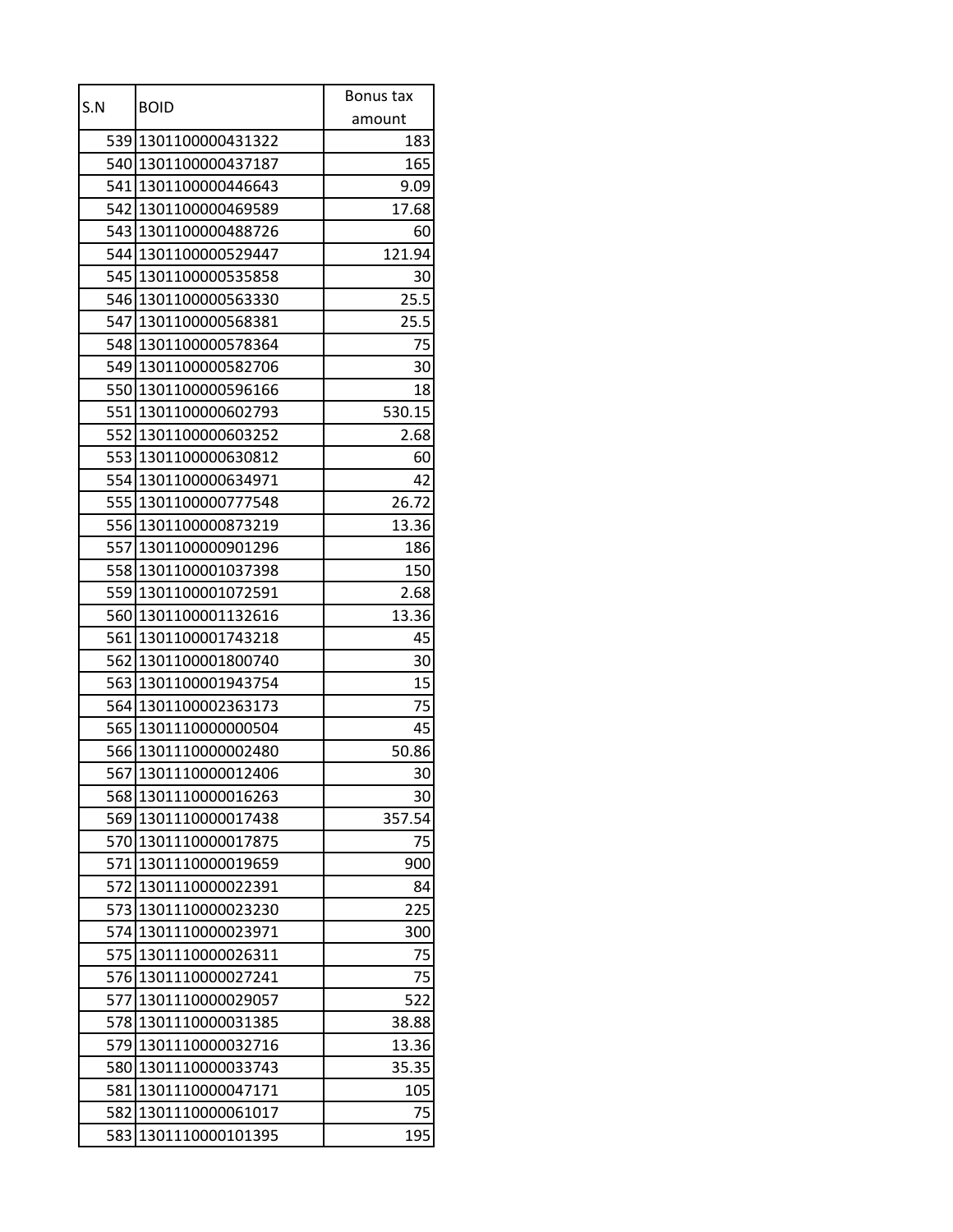| S.N | BOID | Bonus tax amount |
|---|---|---|
| 539 | 1301100000431322 | 183 |
| 540 | 1301100000437187 | 165 |
| 541 | 1301100000446643 | 9.09 |
| 542 | 1301100000469589 | 17.68 |
| 543 | 1301100000488726 | 60 |
| 544 | 1301100000529447 | 121.94 |
| 545 | 1301100000535858 | 30 |
| 546 | 1301100000563330 | 25.5 |
| 547 | 1301100000568381 | 25.5 |
| 548 | 1301100000578364 | 75 |
| 549 | 1301100000582706 | 30 |
| 550 | 1301100000596166 | 18 |
| 551 | 1301100000602793 | 530.15 |
| 552 | 1301100000603252 | 2.68 |
| 553 | 1301100000630812 | 60 |
| 554 | 1301100000634971 | 42 |
| 555 | 1301100000777548 | 26.72 |
| 556 | 1301100000873219 | 13.36 |
| 557 | 1301100000901296 | 186 |
| 558 | 1301100001037398 | 150 |
| 559 | 1301100001072591 | 2.68 |
| 560 | 1301100001132616 | 13.36 |
| 561 | 1301100001743218 | 45 |
| 562 | 1301100001800740 | 30 |
| 563 | 1301100001943754 | 15 |
| 564 | 1301100002363173 | 75 |
| 565 | 1301110000000504 | 45 |
| 566 | 1301110000002480 | 50.86 |
| 567 | 1301110000012406 | 30 |
| 568 | 1301110000016263 | 30 |
| 569 | 1301110000017438 | 357.54 |
| 570 | 1301110000017875 | 75 |
| 571 | 1301110000019659 | 900 |
| 572 | 1301110000022391 | 84 |
| 573 | 1301110000023230 | 225 |
| 574 | 1301110000023971 | 300 |
| 575 | 1301110000026311 | 75 |
| 576 | 1301110000027241 | 75 |
| 577 | 1301110000029057 | 522 |
| 578 | 1301110000031385 | 38.88 |
| 579 | 1301110000032716 | 13.36 |
| 580 | 1301110000033743 | 35.35 |
| 581 | 1301110000047171 | 105 |
| 582 | 1301110000061017 | 75 |
| 583 | 1301110000101395 | 195 |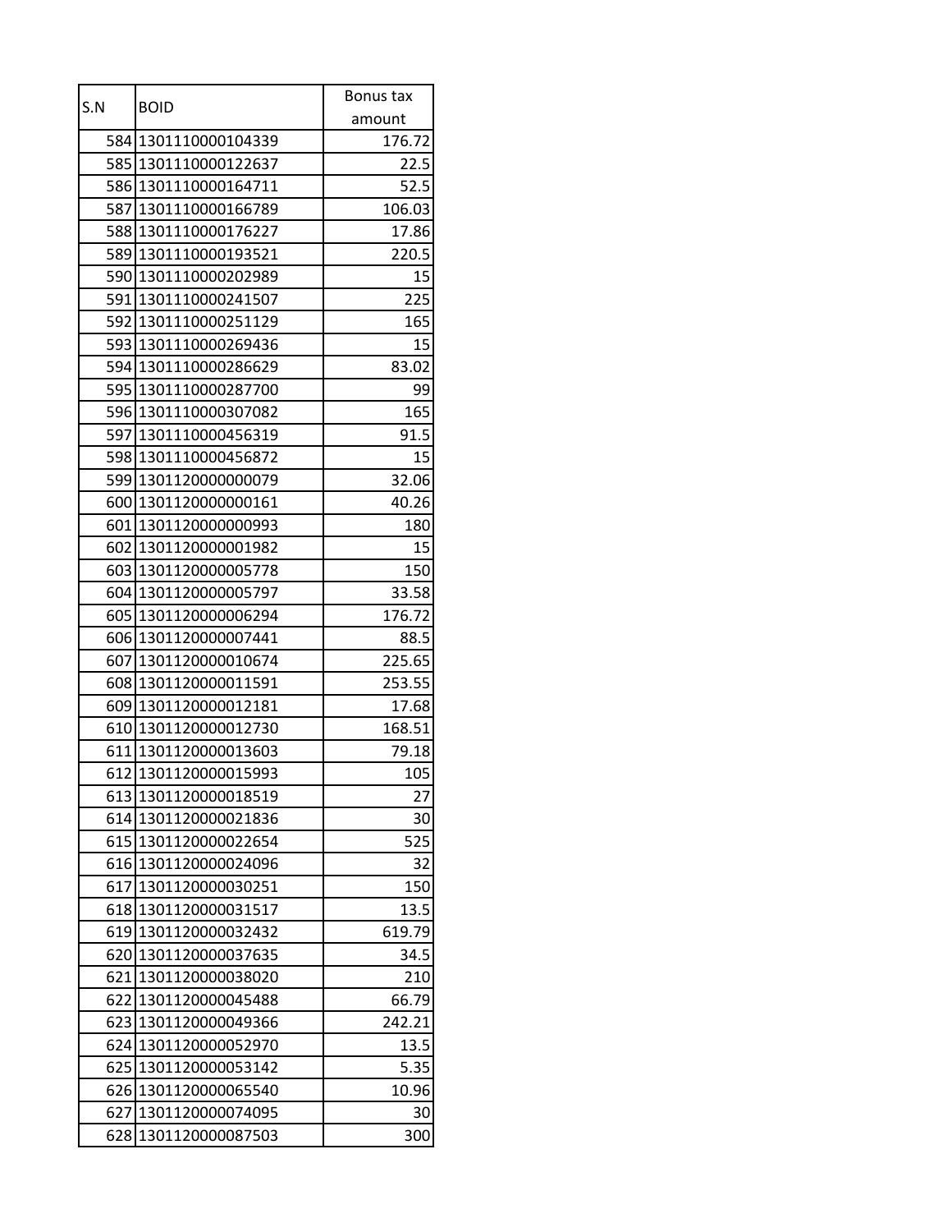| S.N | BOID | Bonus tax amount |
|---|---|---|
| 584 | 1301110000104339 | 176.72 |
| 585 | 1301110000122637 | 22.5 |
| 586 | 1301110000164711 | 52.5 |
| 587 | 1301110000166789 | 106.03 |
| 588 | 1301110000176227 | 17.86 |
| 589 | 1301110000193521 | 220.5 |
| 590 | 1301110000202989 | 15 |
| 591 | 1301110000241507 | 225 |
| 592 | 1301110000251129 | 165 |
| 593 | 1301110000269436 | 15 |
| 594 | 1301110000286629 | 83.02 |
| 595 | 1301110000287700 | 99 |
| 596 | 1301110000307082 | 165 |
| 597 | 1301110000456319 | 91.5 |
| 598 | 1301110000456872 | 15 |
| 599 | 1301120000000079 | 32.06 |
| 600 | 1301120000000161 | 40.26 |
| 601 | 1301120000000993 | 180 |
| 602 | 1301120000001982 | 15 |
| 603 | 1301120000005778 | 150 |
| 604 | 1301120000005797 | 33.58 |
| 605 | 1301120000006294 | 176.72 |
| 606 | 1301120000007441 | 88.5 |
| 607 | 1301120000010674 | 225.65 |
| 608 | 1301120000011591 | 253.55 |
| 609 | 1301120000012181 | 17.68 |
| 610 | 1301120000012730 | 168.51 |
| 611 | 1301120000013603 | 79.18 |
| 612 | 1301120000015993 | 105 |
| 613 | 1301120000018519 | 27 |
| 614 | 1301120000021836 | 30 |
| 615 | 1301120000022654 | 525 |
| 616 | 1301120000024096 | 32 |
| 617 | 1301120000030251 | 150 |
| 618 | 1301120000031517 | 13.5 |
| 619 | 1301120000032432 | 619.79 |
| 620 | 1301120000037635 | 34.5 |
| 621 | 1301120000038020 | 210 |
| 622 | 1301120000045488 | 66.79 |
| 623 | 1301120000049366 | 242.21 |
| 624 | 1301120000052970 | 13.5 |
| 625 | 1301120000053142 | 5.35 |
| 626 | 1301120000065540 | 10.96 |
| 627 | 1301120000074095 | 30 |
| 628 | 1301120000087503 | 300 |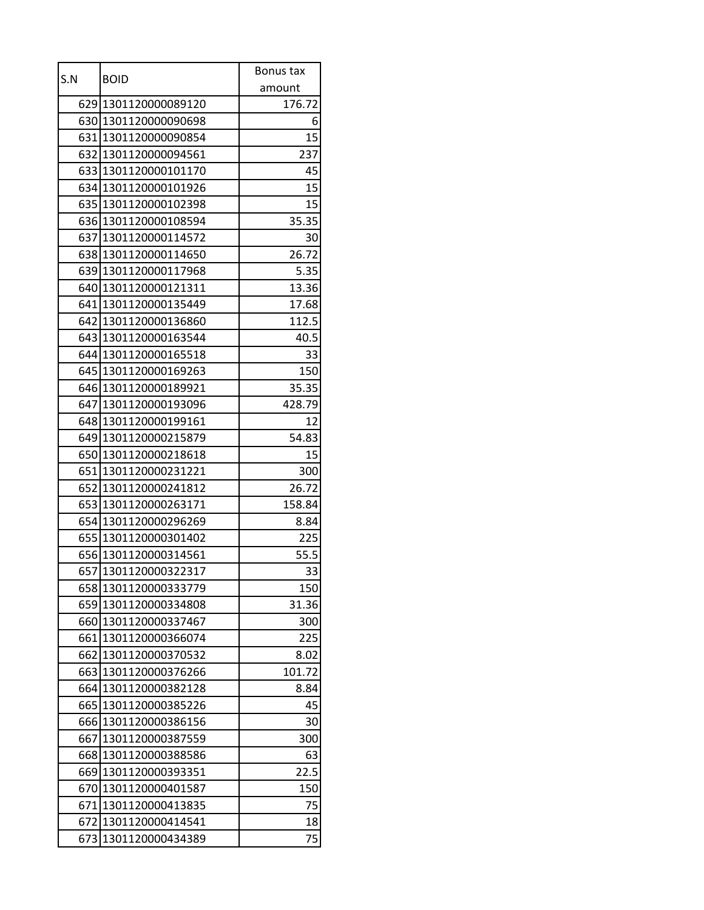| S.N | BOID | Bonus tax amount |
|---|---|---|
| 629 | 1301120000089120 | 176.72 |
| 630 | 1301120000090698 | 6 |
| 631 | 1301120000090854 | 15 |
| 632 | 1301120000094561 | 237 |
| 633 | 1301120000101170 | 45 |
| 634 | 1301120000101926 | 15 |
| 635 | 1301120000102398 | 15 |
| 636 | 1301120000108594 | 35.35 |
| 637 | 1301120000114572 | 30 |
| 638 | 1301120000114650 | 26.72 |
| 639 | 1301120000117968 | 5.35 |
| 640 | 1301120000121311 | 13.36 |
| 641 | 1301120000135449 | 17.68 |
| 642 | 1301120000136860 | 112.5 |
| 643 | 1301120000163544 | 40.5 |
| 644 | 1301120000165518 | 33 |
| 645 | 1301120000169263 | 150 |
| 646 | 1301120000189921 | 35.35 |
| 647 | 1301120000193096 | 428.79 |
| 648 | 1301120000199161 | 12 |
| 649 | 1301120000215879 | 54.83 |
| 650 | 1301120000218618 | 15 |
| 651 | 1301120000231221 | 300 |
| 652 | 1301120000241812 | 26.72 |
| 653 | 1301120000263171 | 158.84 |
| 654 | 1301120000296269 | 8.84 |
| 655 | 1301120000301402 | 225 |
| 656 | 1301120000314561 | 55.5 |
| 657 | 1301120000322317 | 33 |
| 658 | 1301120000333779 | 150 |
| 659 | 1301120000334808 | 31.36 |
| 660 | 1301120000337467 | 300 |
| 661 | 1301120000366074 | 225 |
| 662 | 1301120000370532 | 8.02 |
| 663 | 1301120000376266 | 101.72 |
| 664 | 1301120000382128 | 8.84 |
| 665 | 1301120000385226 | 45 |
| 666 | 1301120000386156 | 30 |
| 667 | 1301120000387559 | 300 |
| 668 | 1301120000388586 | 63 |
| 669 | 1301120000393351 | 22.5 |
| 670 | 1301120000401587 | 150 |
| 671 | 1301120000413835 | 75 |
| 672 | 1301120000414541 | 18 |
| 673 | 1301120000434389 | 75 |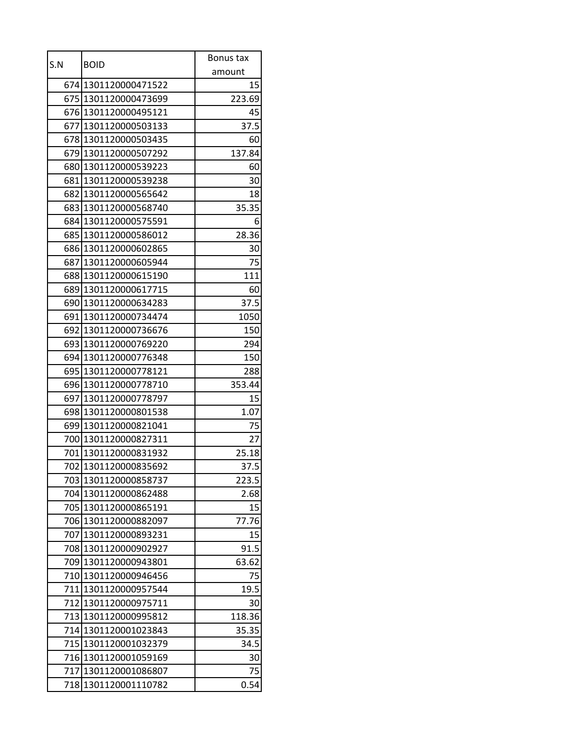| S.N | BOID | Bonus tax amount |
|---|---|---|
| 674 | 1301120000471522 | 15 |
| 675 | 1301120000473699 | 223.69 |
| 676 | 1301120000495121 | 45 |
| 677 | 1301120000503133 | 37.5 |
| 678 | 1301120000503435 | 60 |
| 679 | 1301120000507292 | 137.84 |
| 680 | 1301120000539223 | 60 |
| 681 | 1301120000539238 | 30 |
| 682 | 1301120000565642 | 18 |
| 683 | 1301120000568740 | 35.35 |
| 684 | 1301120000575591 | 6 |
| 685 | 1301120000586012 | 28.36 |
| 686 | 1301120000602865 | 30 |
| 687 | 1301120000605944 | 75 |
| 688 | 1301120000615190 | 111 |
| 689 | 1301120000617715 | 60 |
| 690 | 1301120000634283 | 37.5 |
| 691 | 1301120000734474 | 1050 |
| 692 | 1301120000736676 | 150 |
| 693 | 1301120000769220 | 294 |
| 694 | 1301120000776348 | 150 |
| 695 | 1301120000778121 | 288 |
| 696 | 1301120000778710 | 353.44 |
| 697 | 1301120000778797 | 15 |
| 698 | 1301120000801538 | 1.07 |
| 699 | 1301120000821041 | 75 |
| 700 | 1301120000827311 | 27 |
| 701 | 1301120000831932 | 25.18 |
| 702 | 1301120000835692 | 37.5 |
| 703 | 1301120000858737 | 223.5 |
| 704 | 1301120000862488 | 2.68 |
| 705 | 1301120000865191 | 15 |
| 706 | 1301120000882097 | 77.76 |
| 707 | 1301120000893231 | 15 |
| 708 | 1301120000902927 | 91.5 |
| 709 | 1301120000943801 | 63.62 |
| 710 | 1301120000946456 | 75 |
| 711 | 1301120000957544 | 19.5 |
| 712 | 1301120000975711 | 30 |
| 713 | 1301120000995812 | 118.36 |
| 714 | 1301120001023843 | 35.35 |
| 715 | 1301120001032379 | 34.5 |
| 716 | 1301120001059169 | 30 |
| 717 | 1301120001086807 | 75 |
| 718 | 1301120001110782 | 0.54 |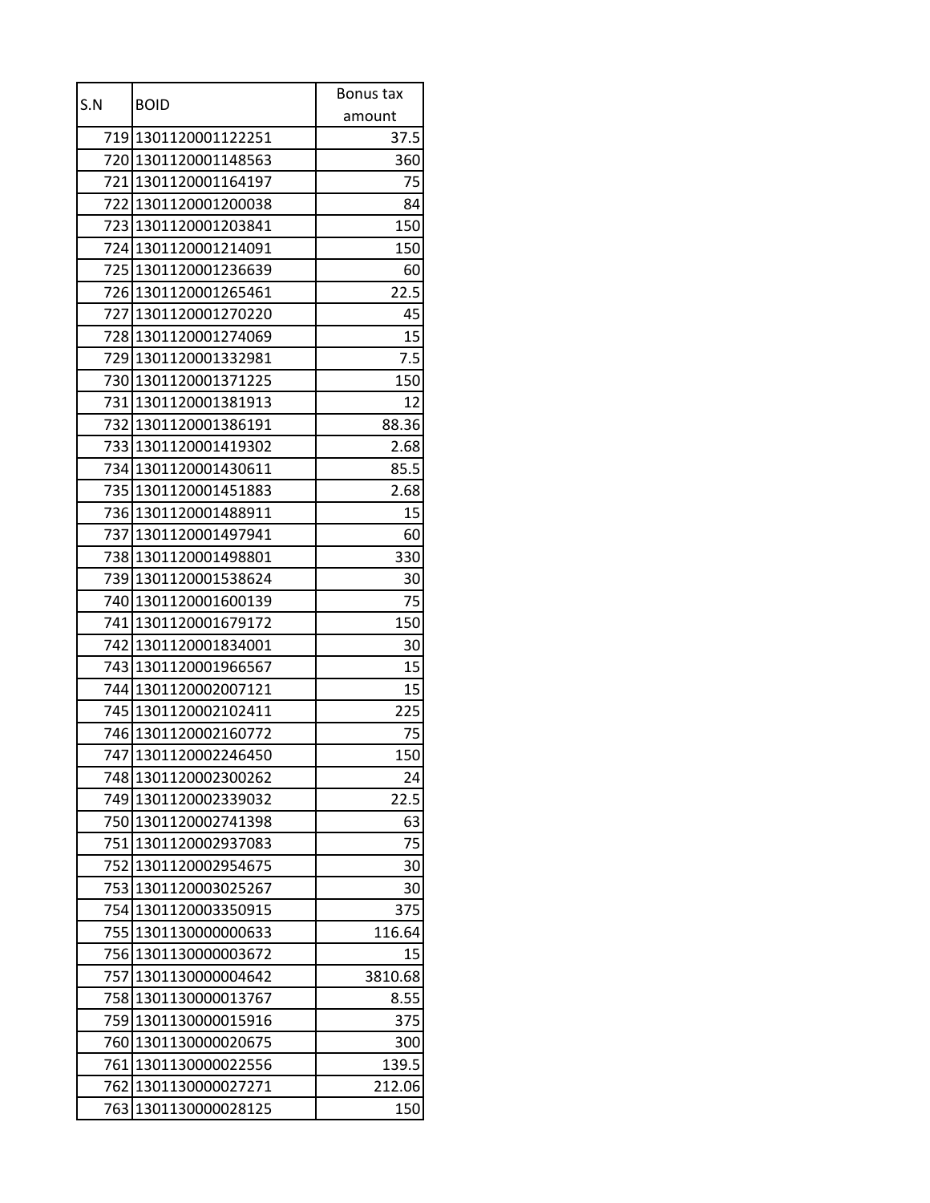| S.N | BOID | Bonus tax amount |
|---|---|---|
| 719 | 1301120001122251 | 37.5 |
| 720 | 1301120001148563 | 360 |
| 721 | 1301120001164197 | 75 |
| 722 | 1301120001200038 | 84 |
| 723 | 1301120001203841 | 150 |
| 724 | 1301120001214091 | 150 |
| 725 | 1301120001236639 | 60 |
| 726 | 1301120001265461 | 22.5 |
| 727 | 1301120001270220 | 45 |
| 728 | 1301120001274069 | 15 |
| 729 | 1301120001332981 | 7.5 |
| 730 | 1301120001371225 | 150 |
| 731 | 1301120001381913 | 12 |
| 732 | 1301120001386191 | 88.36 |
| 733 | 1301120001419302 | 2.68 |
| 734 | 1301120001430611 | 85.5 |
| 735 | 1301120001451883 | 2.68 |
| 736 | 1301120001488911 | 15 |
| 737 | 1301120001497941 | 60 |
| 738 | 1301120001498801 | 330 |
| 739 | 1301120001538624 | 30 |
| 740 | 1301120001600139 | 75 |
| 741 | 1301120001679172 | 150 |
| 742 | 1301120001834001 | 30 |
| 743 | 1301120001966567 | 15 |
| 744 | 1301120002007121 | 15 |
| 745 | 1301120002102411 | 225 |
| 746 | 1301120002160772 | 75 |
| 747 | 1301120002246450 | 150 |
| 748 | 1301120002300262 | 24 |
| 749 | 1301120002339032 | 22.5 |
| 750 | 1301120002741398 | 63 |
| 751 | 1301120002937083 | 75 |
| 752 | 1301120002954675 | 30 |
| 753 | 1301120003025267 | 30 |
| 754 | 1301120003350915 | 375 |
| 755 | 1301130000000633 | 116.64 |
| 756 | 1301130000003672 | 15 |
| 757 | 1301130000004642 | 3810.68 |
| 758 | 1301130000013767 | 8.55 |
| 759 | 1301130000015916 | 375 |
| 760 | 1301130000020675 | 300 |
| 761 | 1301130000022556 | 139.5 |
| 762 | 1301130000027271 | 212.06 |
| 763 | 1301130000028125 | 150 |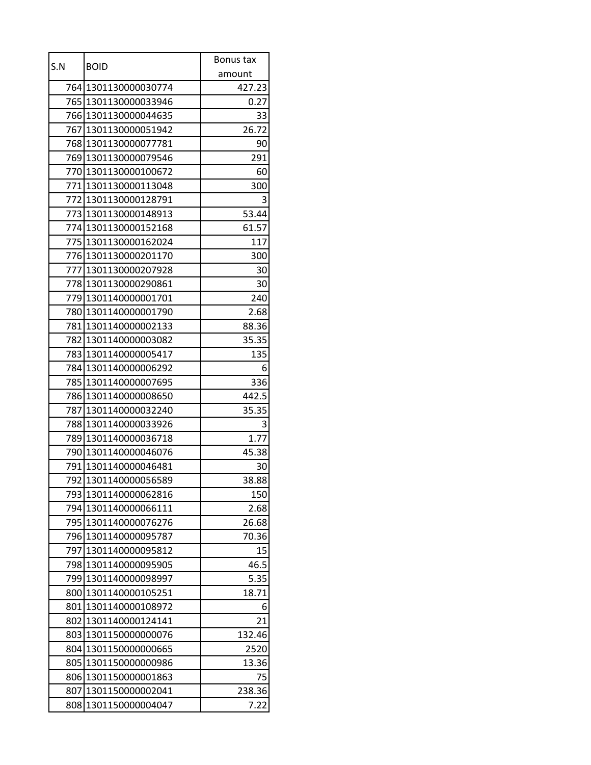| S.N | BOID | Bonus tax amount |
| --- | --- | --- |
| 764 | 1301130000030774 | 427.23 |
| 765 | 1301130000033946 | 0.27 |
| 766 | 1301130000044635 | 33 |
| 767 | 1301130000051942 | 26.72 |
| 768 | 1301130000077781 | 90 |
| 769 | 1301130000079546 | 291 |
| 770 | 1301130000100672 | 60 |
| 771 | 1301130000113048 | 300 |
| 772 | 1301130000128791 | 3 |
| 773 | 1301130000148913 | 53.44 |
| 774 | 1301130000152168 | 61.57 |
| 775 | 1301130000162024 | 117 |
| 776 | 1301130000201170 | 300 |
| 777 | 1301130000207928 | 30 |
| 778 | 1301130000290861 | 30 |
| 779 | 1301140000001701 | 240 |
| 780 | 1301140000001790 | 2.68 |
| 781 | 1301140000002133 | 88.36 |
| 782 | 1301140000003082 | 35.35 |
| 783 | 1301140000005417 | 135 |
| 784 | 1301140000006292 | 6 |
| 785 | 1301140000007695 | 336 |
| 786 | 1301140000008650 | 442.5 |
| 787 | 1301140000032240 | 35.35 |
| 788 | 1301140000033926 | 3 |
| 789 | 1301140000036718 | 1.77 |
| 790 | 1301140000046076 | 45.38 |
| 791 | 1301140000046481 | 30 |
| 792 | 1301140000056589 | 38.88 |
| 793 | 1301140000062816 | 150 |
| 794 | 1301140000066111 | 2.68 |
| 795 | 1301140000076276 | 26.68 |
| 796 | 1301140000095787 | 70.36 |
| 797 | 1301140000095812 | 15 |
| 798 | 1301140000095905 | 46.5 |
| 799 | 1301140000098997 | 5.35 |
| 800 | 1301140000105251 | 18.71 |
| 801 | 1301140000108972 | 6 |
| 802 | 1301140000124141 | 21 |
| 803 | 1301150000000076 | 132.46 |
| 804 | 1301150000000665 | 2520 |
| 805 | 1301150000000986 | 13.36 |
| 806 | 1301150000001863 | 75 |
| 807 | 1301150000002041 | 238.36 |
| 808 | 1301150000004047 | 7.22 |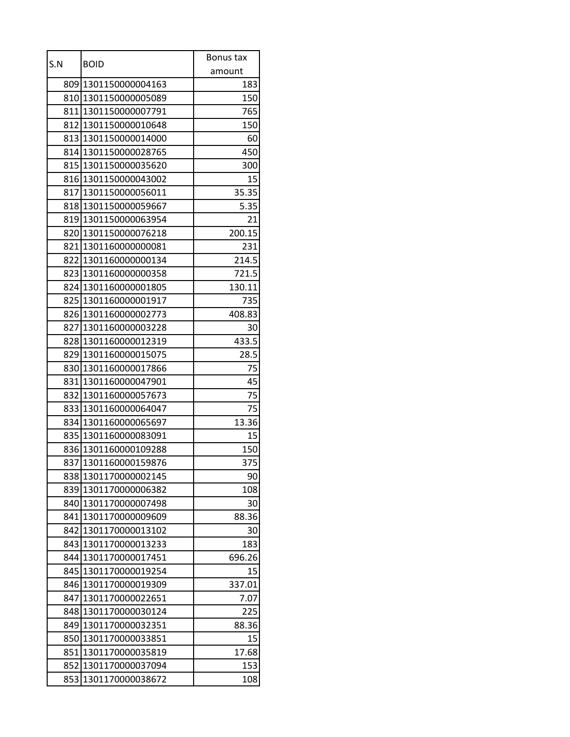| S.N | BOID | Bonus tax amount |
|---|---|---|
| 809 | 1301150000004163 | 183 |
| 810 | 1301150000005089 | 150 |
| 811 | 1301150000007791 | 765 |
| 812 | 1301150000010648 | 150 |
| 813 | 1301150000014000 | 60 |
| 814 | 1301150000028765 | 450 |
| 815 | 1301150000035620 | 300 |
| 816 | 1301150000043002 | 15 |
| 817 | 1301150000056011 | 35.35 |
| 818 | 1301150000059667 | 5.35 |
| 819 | 1301150000063954 | 21 |
| 820 | 1301150000076218 | 200.15 |
| 821 | 1301160000000081 | 231 |
| 822 | 1301160000000134 | 214.5 |
| 823 | 1301160000000358 | 721.5 |
| 824 | 1301160000001805 | 130.11 |
| 825 | 1301160000001917 | 735 |
| 826 | 1301160000002773 | 408.83 |
| 827 | 1301160000003228 | 30 |
| 828 | 1301160000012319 | 433.5 |
| 829 | 1301160000015075 | 28.5 |
| 830 | 1301160000017866 | 75 |
| 831 | 1301160000047901 | 45 |
| 832 | 1301160000057673 | 75 |
| 833 | 1301160000064047 | 75 |
| 834 | 1301160000065697 | 13.36 |
| 835 | 1301160000083091 | 15 |
| 836 | 1301160000109288 | 150 |
| 837 | 1301160000159876 | 375 |
| 838 | 1301170000002145 | 90 |
| 839 | 1301170000006382 | 108 |
| 840 | 1301170000007498 | 30 |
| 841 | 1301170000009609 | 88.36 |
| 842 | 1301170000013102 | 30 |
| 843 | 1301170000013233 | 183 |
| 844 | 1301170000017451 | 696.26 |
| 845 | 1301170000019254 | 15 |
| 846 | 1301170000019309 | 337.01 |
| 847 | 1301170000022651 | 7.07 |
| 848 | 1301170000030124 | 225 |
| 849 | 1301170000032351 | 88.36 |
| 850 | 1301170000033851 | 15 |
| 851 | 1301170000035819 | 17.68 |
| 852 | 1301170000037094 | 153 |
| 853 | 1301170000038672 | 108 |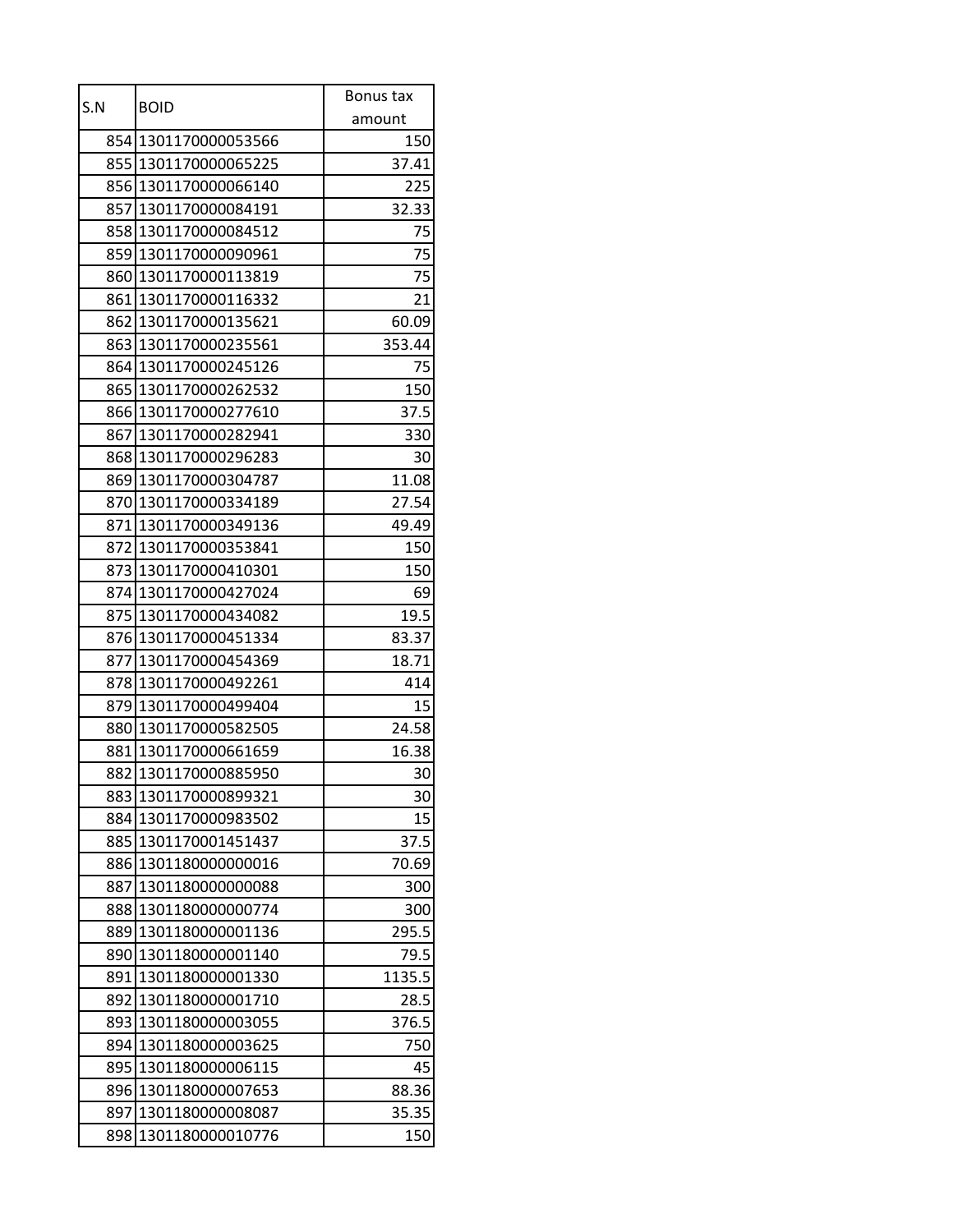| S.N | BOID | Bonus tax amount |
|---|---|---|
| 854 | 1301170000053566 | 150 |
| 855 | 1301170000065225 | 37.41 |
| 856 | 1301170000066140 | 225 |
| 857 | 1301170000084191 | 32.33 |
| 858 | 1301170000084512 | 75 |
| 859 | 1301170000090961 | 75 |
| 860 | 1301170000113819 | 75 |
| 861 | 1301170000116332 | 21 |
| 862 | 1301170000135621 | 60.09 |
| 863 | 1301170000235561 | 353.44 |
| 864 | 1301170000245126 | 75 |
| 865 | 1301170000262532 | 150 |
| 866 | 1301170000277610 | 37.5 |
| 867 | 1301170000282941 | 330 |
| 868 | 1301170000296283 | 30 |
| 869 | 1301170000304787 | 11.08 |
| 870 | 1301170000334189 | 27.54 |
| 871 | 1301170000349136 | 49.49 |
| 872 | 1301170000353841 | 150 |
| 873 | 1301170000410301 | 150 |
| 874 | 1301170000427024 | 69 |
| 875 | 1301170000434082 | 19.5 |
| 876 | 1301170000451334 | 83.37 |
| 877 | 1301170000454369 | 18.71 |
| 878 | 1301170000492261 | 414 |
| 879 | 1301170000499404 | 15 |
| 880 | 1301170000582505 | 24.58 |
| 881 | 1301170000661659 | 16.38 |
| 882 | 1301170000885950 | 30 |
| 883 | 1301170000899321 | 30 |
| 884 | 1301170000983502 | 15 |
| 885 | 1301170001451437 | 37.5 |
| 886 | 1301180000000016 | 70.69 |
| 887 | 1301180000000088 | 300 |
| 888 | 1301180000000774 | 300 |
| 889 | 1301180000001136 | 295.5 |
| 890 | 1301180000001140 | 79.5 |
| 891 | 1301180000001330 | 1135.5 |
| 892 | 1301180000001710 | 28.5 |
| 893 | 1301180000003055 | 376.5 |
| 894 | 1301180000003625 | 750 |
| 895 | 1301180000006115 | 45 |
| 896 | 1301180000007653 | 88.36 |
| 897 | 1301180000008087 | 35.35 |
| 898 | 1301180000010776 | 150 |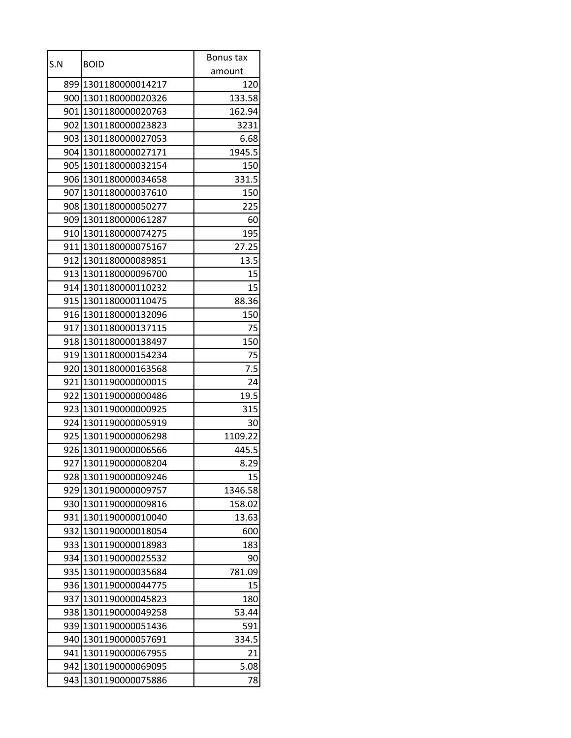| S.N | BOID | Bonus tax amount |
|---|---|---|
| 899 | 1301180000014217 | 120 |
| 900 | 1301180000020326 | 133.58 |
| 901 | 1301180000020763 | 162.94 |
| 902 | 1301180000023823 | 3231 |
| 903 | 1301180000027053 | 6.68 |
| 904 | 1301180000027171 | 1945.5 |
| 905 | 1301180000032154 | 150 |
| 906 | 1301180000034658 | 331.5 |
| 907 | 1301180000037610 | 150 |
| 908 | 1301180000050277 | 225 |
| 909 | 1301180000061287 | 60 |
| 910 | 1301180000074275 | 195 |
| 911 | 1301180000075167 | 27.25 |
| 912 | 1301180000089851 | 13.5 |
| 913 | 1301180000096700 | 15 |
| 914 | 1301180000110232 | 15 |
| 915 | 1301180000110475 | 88.36 |
| 916 | 1301180000132096 | 150 |
| 917 | 1301180000137115 | 75 |
| 918 | 1301180000138497 | 150 |
| 919 | 1301180000154234 | 75 |
| 920 | 1301180000163568 | 7.5 |
| 921 | 1301190000000015 | 24 |
| 922 | 1301190000000486 | 19.5 |
| 923 | 1301190000000925 | 315 |
| 924 | 1301190000005919 | 30 |
| 925 | 1301190000006298 | 1109.22 |
| 926 | 1301190000006566 | 445.5 |
| 927 | 1301190000008204 | 8.29 |
| 928 | 1301190000009246 | 15 |
| 929 | 1301190000009757 | 1346.58 |
| 930 | 1301190000009816 | 158.02 |
| 931 | 1301190000010040 | 13.63 |
| 932 | 1301190000018054 | 600 |
| 933 | 1301190000018983 | 183 |
| 934 | 1301190000025532 | 90 |
| 935 | 1301190000035684 | 781.09 |
| 936 | 1301190000044775 | 15 |
| 937 | 1301190000045823 | 180 |
| 938 | 1301190000049258 | 53.44 |
| 939 | 1301190000051436 | 591 |
| 940 | 1301190000057691 | 334.5 |
| 941 | 1301190000067955 | 21 |
| 942 | 1301190000069095 | 5.08 |
| 943 | 1301190000075886 | 78 |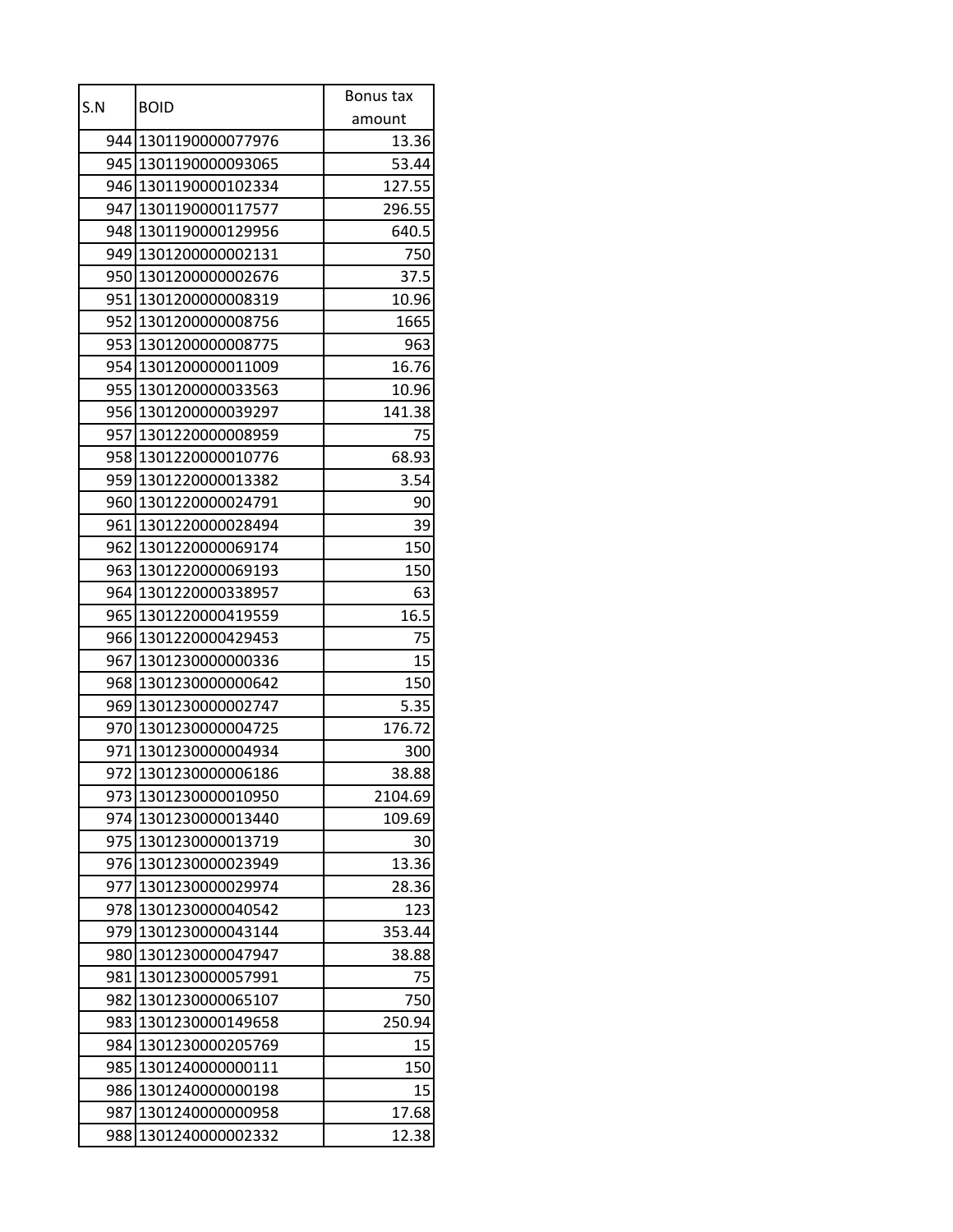| S.N | BOID | Bonus tax amount |
|---|---|---|
| 944 | 1301190000077976 | 13.36 |
| 945 | 1301190000093065 | 53.44 |
| 946 | 1301190000102334 | 127.55 |
| 947 | 1301190000117577 | 296.55 |
| 948 | 1301190000129956 | 640.5 |
| 949 | 1301200000002131 | 750 |
| 950 | 1301200000002676 | 37.5 |
| 951 | 1301200000008319 | 10.96 |
| 952 | 1301200000008756 | 1665 |
| 953 | 1301200000008775 | 963 |
| 954 | 1301200000011009 | 16.76 |
| 955 | 1301200000033563 | 10.96 |
| 956 | 1301200000039297 | 141.38 |
| 957 | 1301220000008959 | 75 |
| 958 | 1301220000010776 | 68.93 |
| 959 | 1301220000013382 | 3.54 |
| 960 | 1301220000024791 | 90 |
| 961 | 1301220000028494 | 39 |
| 962 | 1301220000069174 | 150 |
| 963 | 1301220000069193 | 150 |
| 964 | 1301220000338957 | 63 |
| 965 | 1301220000419559 | 16.5 |
| 966 | 1301220000429453 | 75 |
| 967 | 1301230000000336 | 15 |
| 968 | 1301230000000642 | 150 |
| 969 | 1301230000002747 | 5.35 |
| 970 | 1301230000004725 | 176.72 |
| 971 | 1301230000004934 | 300 |
| 972 | 1301230000006186 | 38.88 |
| 973 | 1301230000010950 | 2104.69 |
| 974 | 1301230000013440 | 109.69 |
| 975 | 1301230000013719 | 30 |
| 976 | 1301230000023949 | 13.36 |
| 977 | 1301230000029974 | 28.36 |
| 978 | 1301230000040542 | 123 |
| 979 | 1301230000043144 | 353.44 |
| 980 | 1301230000047947 | 38.88 |
| 981 | 1301230000057991 | 75 |
| 982 | 1301230000065107 | 750 |
| 983 | 1301230000149658 | 250.94 |
| 984 | 1301230000205769 | 15 |
| 985 | 1301240000000111 | 150 |
| 986 | 1301240000000198 | 15 |
| 987 | 1301240000000958 | 17.68 |
| 988 | 1301240000002332 | 12.38 |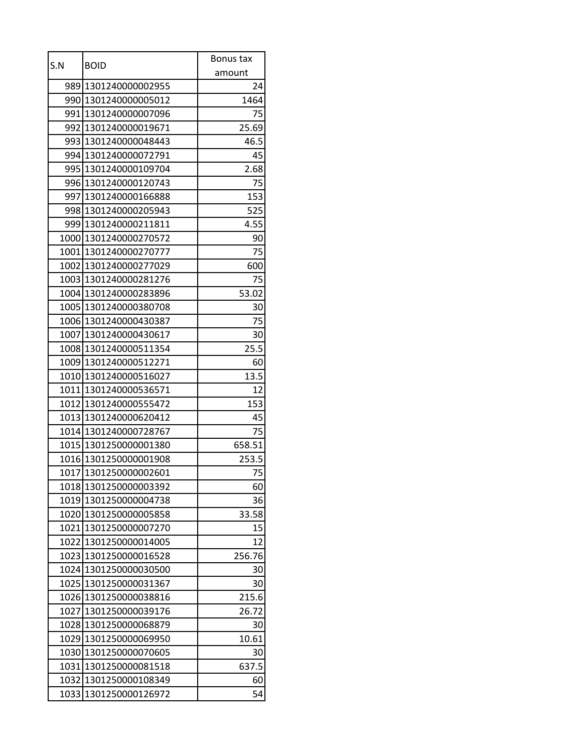| S.N | BOID | Bonus tax amount |
| --- | --- | --- |
| 989 | 1301240000002955 | 24 |
| 990 | 1301240000005012 | 1464 |
| 991 | 1301240000007096 | 75 |
| 992 | 1301240000019671 | 25.69 |
| 993 | 1301240000048443 | 46.5 |
| 994 | 1301240000072791 | 45 |
| 995 | 1301240000109704 | 2.68 |
| 996 | 1301240000120743 | 75 |
| 997 | 1301240000166888 | 153 |
| 998 | 1301240000205943 | 525 |
| 999 | 1301240000211811 | 4.55 |
| 1000 | 1301240000270572 | 90 |
| 1001 | 1301240000270777 | 75 |
| 1002 | 1301240000277029 | 600 |
| 1003 | 1301240000281276 | 75 |
| 1004 | 1301240000283896 | 53.02 |
| 1005 | 1301240000380708 | 30 |
| 1006 | 1301240000430387 | 75 |
| 1007 | 1301240000430617 | 30 |
| 1008 | 1301240000511354 | 25.5 |
| 1009 | 1301240000512271 | 60 |
| 1010 | 1301240000516027 | 13.5 |
| 1011 | 1301240000536571 | 12 |
| 1012 | 1301240000555472 | 153 |
| 1013 | 1301240000620412 | 45 |
| 1014 | 1301240000728767 | 75 |
| 1015 | 1301250000001380 | 658.51 |
| 1016 | 1301250000001908 | 253.5 |
| 1017 | 1301250000002601 | 75 |
| 1018 | 1301250000003392 | 60 |
| 1019 | 1301250000004738 | 36 |
| 1020 | 1301250000005858 | 33.58 |
| 1021 | 1301250000007270 | 15 |
| 1022 | 1301250000014005 | 12 |
| 1023 | 1301250000016528 | 256.76 |
| 1024 | 1301250000030500 | 30 |
| 1025 | 1301250000031367 | 30 |
| 1026 | 1301250000038816 | 215.6 |
| 1027 | 1301250000039176 | 26.72 |
| 1028 | 1301250000068879 | 30 |
| 1029 | 1301250000069950 | 10.61 |
| 1030 | 1301250000070605 | 30 |
| 1031 | 1301250000081518 | 637.5 |
| 1032 | 1301250000108349 | 60 |
| 1033 | 1301250000126972 | 54 |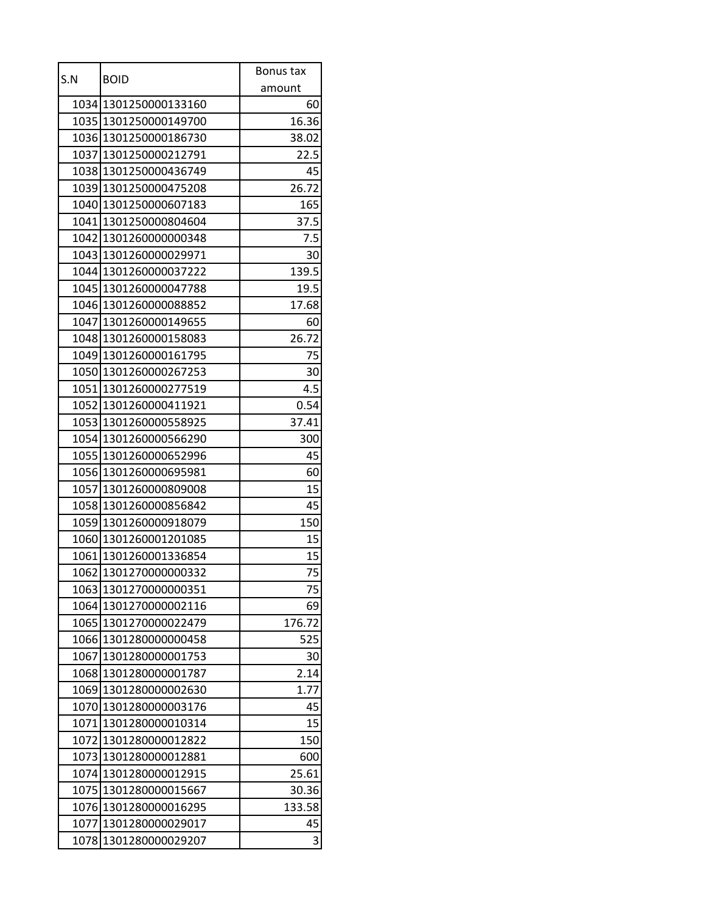| S.N | BOID | Bonus tax amount |
|---|---|---|
| 1034 | 1301250000133160 | 60 |
| 1035 | 1301250000149700 | 16.36 |
| 1036 | 1301250000186730 | 38.02 |
| 1037 | 1301250000212791 | 22.5 |
| 1038 | 1301250000436749 | 45 |
| 1039 | 1301250000475208 | 26.72 |
| 1040 | 1301250000607183 | 165 |
| 1041 | 1301250000804604 | 37.5 |
| 1042 | 1301260000000348 | 7.5 |
| 1043 | 1301260000029971 | 30 |
| 1044 | 1301260000037222 | 139.5 |
| 1045 | 1301260000047788 | 19.5 |
| 1046 | 1301260000088852 | 17.68 |
| 1047 | 1301260000149655 | 60 |
| 1048 | 1301260000158083 | 26.72 |
| 1049 | 1301260000161795 | 75 |
| 1050 | 1301260000267253 | 30 |
| 1051 | 1301260000277519 | 4.5 |
| 1052 | 1301260000411921 | 0.54 |
| 1053 | 1301260000558925 | 37.41 |
| 1054 | 1301260000566290 | 300 |
| 1055 | 1301260000652996 | 45 |
| 1056 | 1301260000695981 | 60 |
| 1057 | 1301260000809008 | 15 |
| 1058 | 1301260000856842 | 45 |
| 1059 | 1301260000918079 | 150 |
| 1060 | 1301260001201085 | 15 |
| 1061 | 1301260001336854 | 15 |
| 1062 | 1301270000000332 | 75 |
| 1063 | 1301270000000351 | 75 |
| 1064 | 1301270000002116 | 69 |
| 1065 | 1301270000022479 | 176.72 |
| 1066 | 1301280000000458 | 525 |
| 1067 | 1301280000001753 | 30 |
| 1068 | 1301280000001787 | 2.14 |
| 1069 | 1301280000002630 | 1.77 |
| 1070 | 1301280000003176 | 45 |
| 1071 | 1301280000010314 | 15 |
| 1072 | 1301280000012822 | 150 |
| 1073 | 1301280000012881 | 600 |
| 1074 | 1301280000012915 | 25.61 |
| 1075 | 1301280000015667 | 30.36 |
| 1076 | 1301280000016295 | 133.58 |
| 1077 | 1301280000029017 | 45 |
| 1078 | 1301280000029207 | 3 |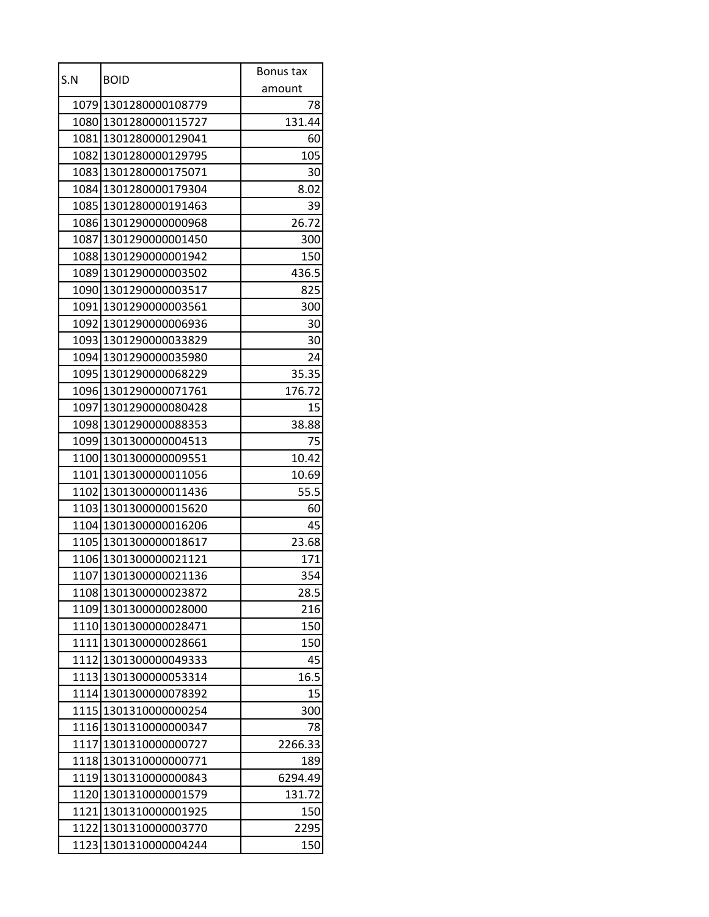| S.N | BOID | Bonus tax amount |
|---|---|---|
| 1079 | 1301280000108779 | 78 |
| 1080 | 1301280000115727 | 131.44 |
| 1081 | 1301280000129041 | 60 |
| 1082 | 1301280000129795 | 105 |
| 1083 | 1301280000175071 | 30 |
| 1084 | 1301280000179304 | 8.02 |
| 1085 | 1301280000191463 | 39 |
| 1086 | 1301290000000968 | 26.72 |
| 1087 | 1301290000001450 | 300 |
| 1088 | 1301290000001942 | 150 |
| 1089 | 1301290000003502 | 436.5 |
| 1090 | 1301290000003517 | 825 |
| 1091 | 1301290000003561 | 300 |
| 1092 | 1301290000006936 | 30 |
| 1093 | 1301290000033829 | 30 |
| 1094 | 1301290000035980 | 24 |
| 1095 | 1301290000068229 | 35.35 |
| 1096 | 1301290000071761 | 176.72 |
| 1097 | 1301290000080428 | 15 |
| 1098 | 1301290000088353 | 38.88 |
| 1099 | 1301300000004513 | 75 |
| 1100 | 1301300000009551 | 10.42 |
| 1101 | 1301300000011056 | 10.69 |
| 1102 | 1301300000011436 | 55.5 |
| 1103 | 1301300000015620 | 60 |
| 1104 | 1301300000016206 | 45 |
| 1105 | 1301300000018617 | 23.68 |
| 1106 | 1301300000021121 | 171 |
| 1107 | 1301300000021136 | 354 |
| 1108 | 1301300000023872 | 28.5 |
| 1109 | 1301300000028000 | 216 |
| 1110 | 1301300000028471 | 150 |
| 1111 | 1301300000028661 | 150 |
| 1112 | 1301300000049333 | 45 |
| 1113 | 1301300000053314 | 16.5 |
| 1114 | 1301300000078392 | 15 |
| 1115 | 1301310000000254 | 300 |
| 1116 | 1301310000000347 | 78 |
| 1117 | 1301310000000727 | 2266.33 |
| 1118 | 1301310000000771 | 189 |
| 1119 | 1301310000000843 | 6294.49 |
| 1120 | 1301310000001579 | 131.72 |
| 1121 | 1301310000001925 | 150 |
| 1122 | 1301310000003770 | 2295 |
| 1123 | 1301310000004244 | 150 |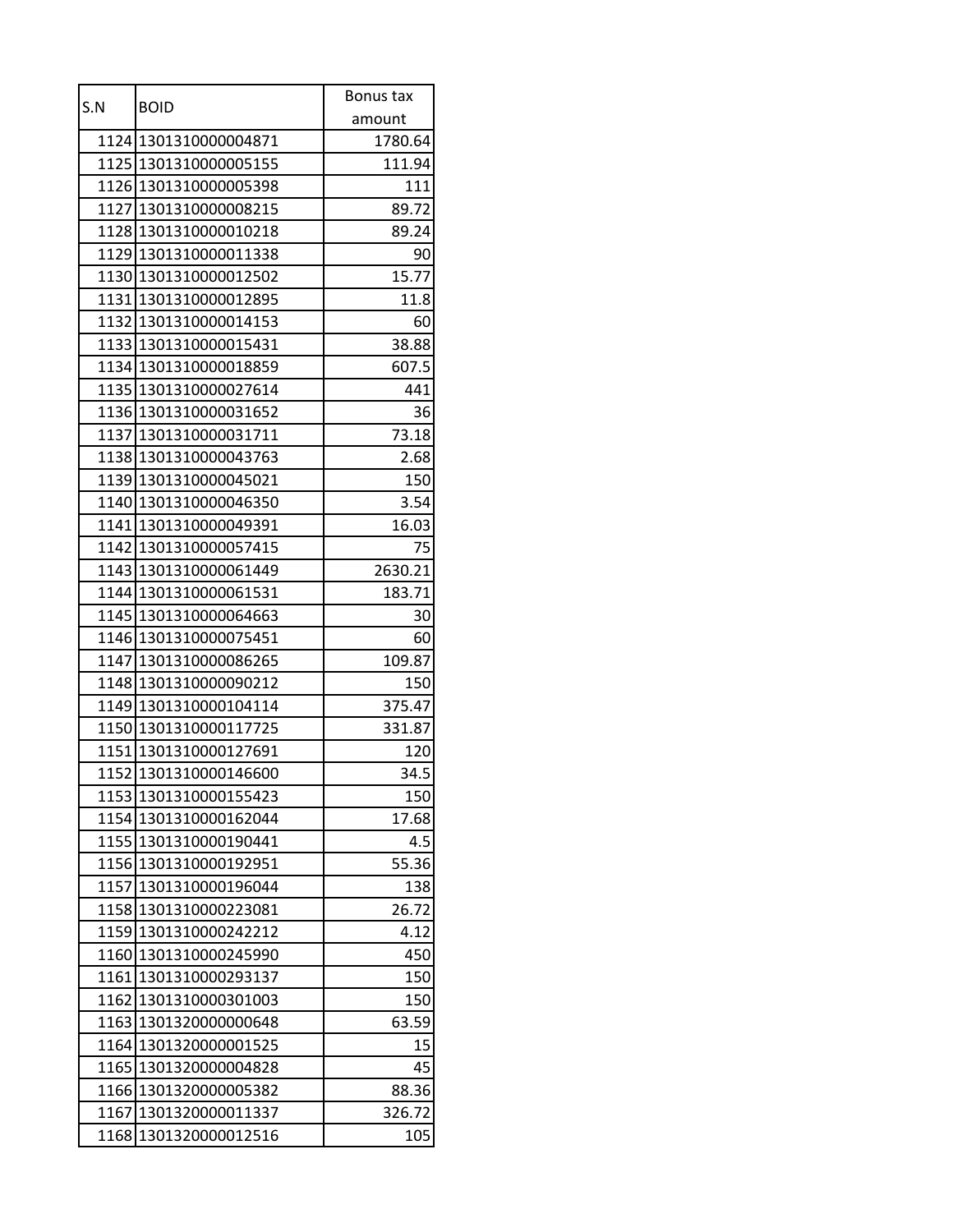| S.N | BOID | Bonus tax amount |
|---|---|---|
| 1124 | 1301310000004871 | 1780.64 |
| 1125 | 1301310000005155 | 111.94 |
| 1126 | 1301310000005398 | 111 |
| 1127 | 1301310000008215 | 89.72 |
| 1128 | 1301310000010218 | 89.24 |
| 1129 | 1301310000011338 | 90 |
| 1130 | 1301310000012502 | 15.77 |
| 1131 | 1301310000012895 | 11.8 |
| 1132 | 1301310000014153 | 60 |
| 1133 | 1301310000015431 | 38.88 |
| 1134 | 1301310000018859 | 607.5 |
| 1135 | 1301310000027614 | 441 |
| 1136 | 1301310000031652 | 36 |
| 1137 | 1301310000031711 | 73.18 |
| 1138 | 1301310000043763 | 2.68 |
| 1139 | 1301310000045021 | 150 |
| 1140 | 1301310000046350 | 3.54 |
| 1141 | 1301310000049391 | 16.03 |
| 1142 | 1301310000057415 | 75 |
| 1143 | 1301310000061449 | 2630.21 |
| 1144 | 1301310000061531 | 183.71 |
| 1145 | 1301310000064663 | 30 |
| 1146 | 1301310000075451 | 60 |
| 1147 | 1301310000086265 | 109.87 |
| 1148 | 1301310000090212 | 150 |
| 1149 | 1301310000104114 | 375.47 |
| 1150 | 1301310000117725 | 331.87 |
| 1151 | 1301310000127691 | 120 |
| 1152 | 1301310000146600 | 34.5 |
| 1153 | 1301310000155423 | 150 |
| 1154 | 1301310000162044 | 17.68 |
| 1155 | 1301310000190441 | 4.5 |
| 1156 | 1301310000192951 | 55.36 |
| 1157 | 1301310000196044 | 138 |
| 1158 | 1301310000223081 | 26.72 |
| 1159 | 1301310000242212 | 4.12 |
| 1160 | 1301310000245990 | 450 |
| 1161 | 1301310000293137 | 150 |
| 1162 | 1301310000301003 | 150 |
| 1163 | 1301320000000648 | 63.59 |
| 1164 | 1301320000001525 | 15 |
| 1165 | 1301320000004828 | 45 |
| 1166 | 1301320000005382 | 88.36 |
| 1167 | 1301320000011337 | 326.72 |
| 1168 | 1301320000012516 | 105 |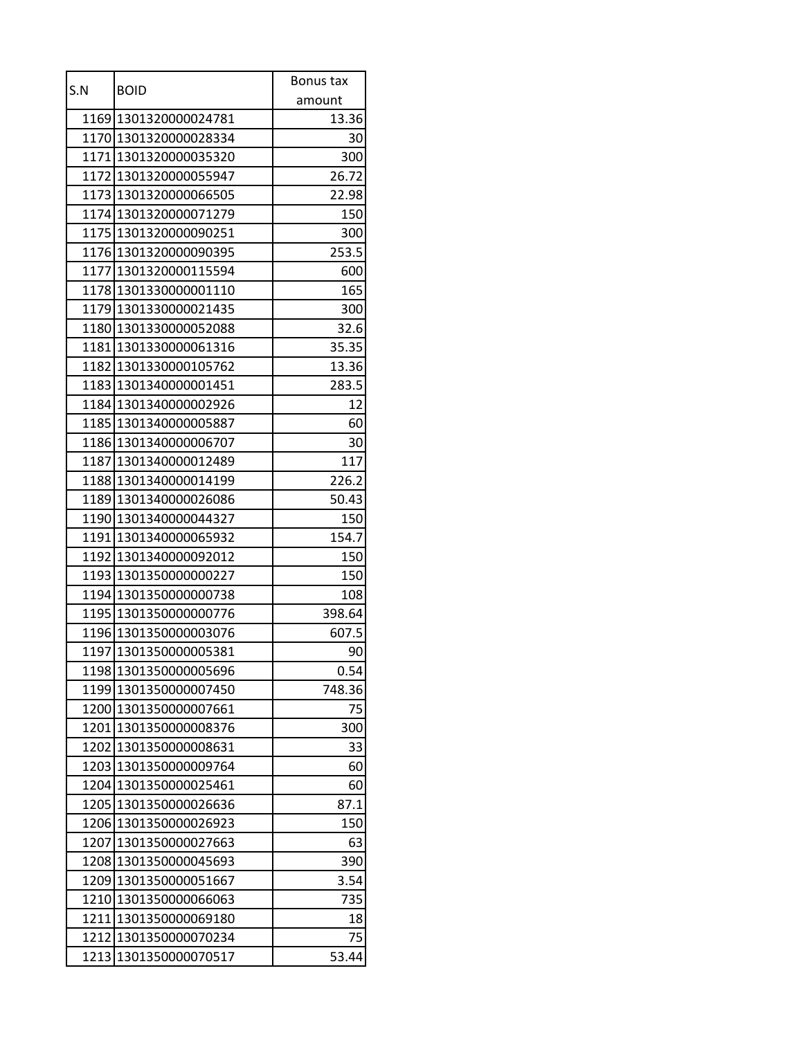| S.N | BOID | Bonus tax amount |
|---|---|---|
| 1169 | 1301320000024781 | 13.36 |
| 1170 | 1301320000028334 | 30 |
| 1171 | 1301320000035320 | 300 |
| 1172 | 1301320000055947 | 26.72 |
| 1173 | 1301320000066505 | 22.98 |
| 1174 | 1301320000071279 | 150 |
| 1175 | 1301320000090251 | 300 |
| 1176 | 1301320000090395 | 253.5 |
| 1177 | 1301320000115594 | 600 |
| 1178 | 1301330000001110 | 165 |
| 1179 | 1301330000021435 | 300 |
| 1180 | 1301330000052088 | 32.6 |
| 1181 | 1301330000061316 | 35.35 |
| 1182 | 1301330000105762 | 13.36 |
| 1183 | 1301340000001451 | 283.5 |
| 1184 | 1301340000002926 | 12 |
| 1185 | 1301340000005887 | 60 |
| 1186 | 1301340000006707 | 30 |
| 1187 | 1301340000012489 | 117 |
| 1188 | 1301340000014199 | 226.2 |
| 1189 | 1301340000026086 | 50.43 |
| 1190 | 1301340000044327 | 150 |
| 1191 | 1301340000065932 | 154.7 |
| 1192 | 1301340000092012 | 150 |
| 1193 | 1301350000000227 | 150 |
| 1194 | 1301350000000738 | 108 |
| 1195 | 1301350000000776 | 398.64 |
| 1196 | 1301350000003076 | 607.5 |
| 1197 | 1301350000005381 | 90 |
| 1198 | 1301350000005696 | 0.54 |
| 1199 | 1301350000007450 | 748.36 |
| 1200 | 1301350000007661 | 75 |
| 1201 | 1301350000008376 | 300 |
| 1202 | 1301350000008631 | 33 |
| 1203 | 1301350000009764 | 60 |
| 1204 | 1301350000025461 | 60 |
| 1205 | 1301350000026636 | 87.1 |
| 1206 | 1301350000026923 | 150 |
| 1207 | 1301350000027663 | 63 |
| 1208 | 1301350000045693 | 390 |
| 1209 | 1301350000051667 | 3.54 |
| 1210 | 1301350000066063 | 735 |
| 1211 | 1301350000069180 | 18 |
| 1212 | 1301350000070234 | 75 |
| 1213 | 1301350000070517 | 53.44 |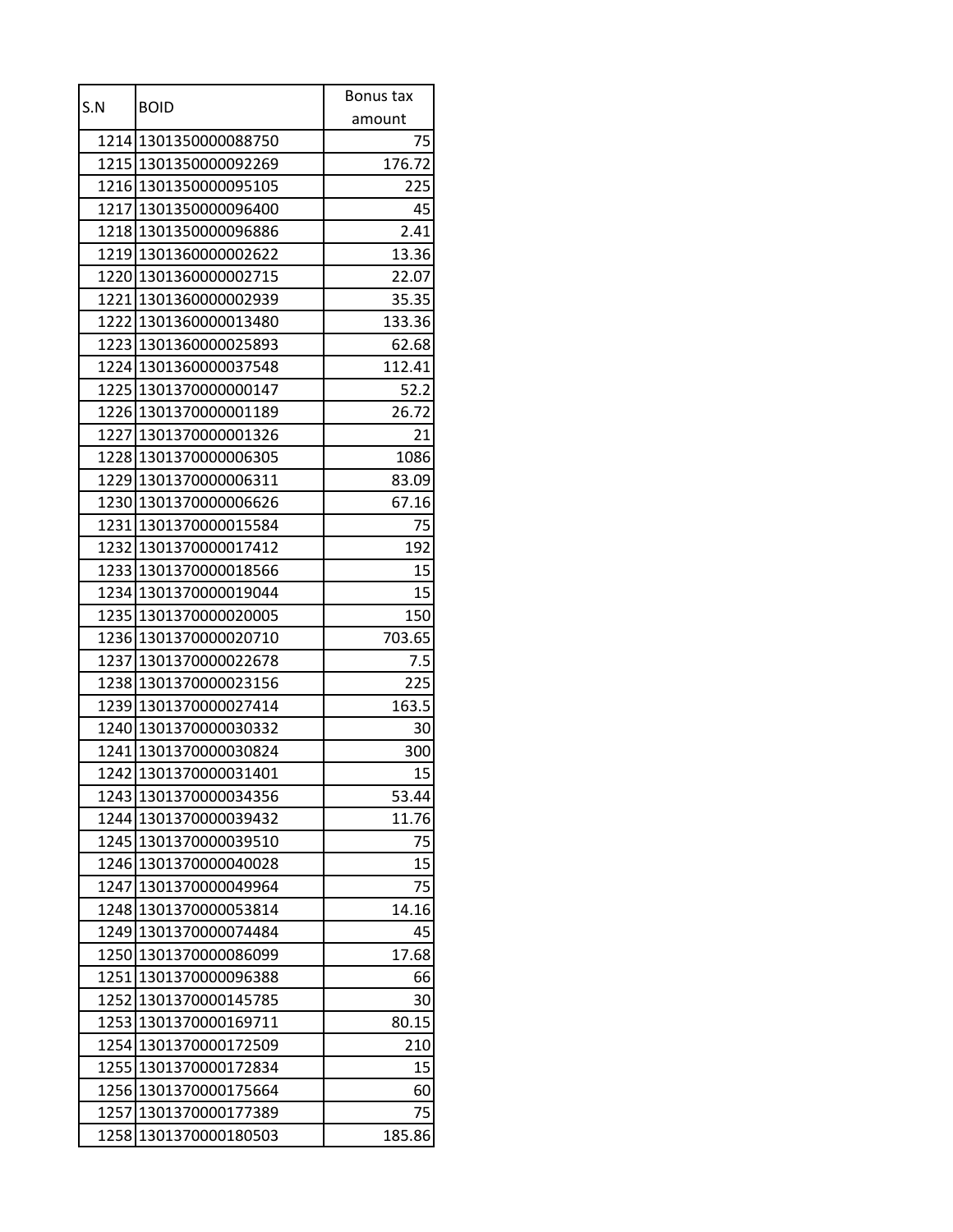| S.N | BOID | Bonus tax amount |
|---|---|---|
| 1214 | 1301350000088750 | 75 |
| 1215 | 1301350000092269 | 176.72 |
| 1216 | 1301350000095105 | 225 |
| 1217 | 1301350000096400 | 45 |
| 1218 | 1301350000096886 | 2.41 |
| 1219 | 1301360000002622 | 13.36 |
| 1220 | 1301360000002715 | 22.07 |
| 1221 | 1301360000002939 | 35.35 |
| 1222 | 1301360000013480 | 133.36 |
| 1223 | 1301360000025893 | 62.68 |
| 1224 | 1301360000037548 | 112.41 |
| 1225 | 1301370000000147 | 52.2 |
| 1226 | 1301370000001189 | 26.72 |
| 1227 | 1301370000001326 | 21 |
| 1228 | 1301370000006305 | 1086 |
| 1229 | 1301370000006311 | 83.09 |
| 1230 | 1301370000006626 | 67.16 |
| 1231 | 1301370000015584 | 75 |
| 1232 | 1301370000017412 | 192 |
| 1233 | 1301370000018566 | 15 |
| 1234 | 1301370000019044 | 15 |
| 1235 | 1301370000020005 | 150 |
| 1236 | 1301370000020710 | 703.65 |
| 1237 | 1301370000022678 | 7.5 |
| 1238 | 1301370000023156 | 225 |
| 1239 | 1301370000027414 | 163.5 |
| 1240 | 1301370000030332 | 30 |
| 1241 | 1301370000030824 | 300 |
| 1242 | 1301370000031401 | 15 |
| 1243 | 1301370000034356 | 53.44 |
| 1244 | 1301370000039432 | 11.76 |
| 1245 | 1301370000039510 | 75 |
| 1246 | 1301370000040028 | 15 |
| 1247 | 1301370000049964 | 75 |
| 1248 | 1301370000053814 | 14.16 |
| 1249 | 1301370000074484 | 45 |
| 1250 | 1301370000086099 | 17.68 |
| 1251 | 1301370000096388 | 66 |
| 1252 | 1301370000145785 | 30 |
| 1253 | 1301370000169711 | 80.15 |
| 1254 | 1301370000172509 | 210 |
| 1255 | 1301370000172834 | 15 |
| 1256 | 1301370000175664 | 60 |
| 1257 | 1301370000177389 | 75 |
| 1258 | 1301370000180503 | 185.86 |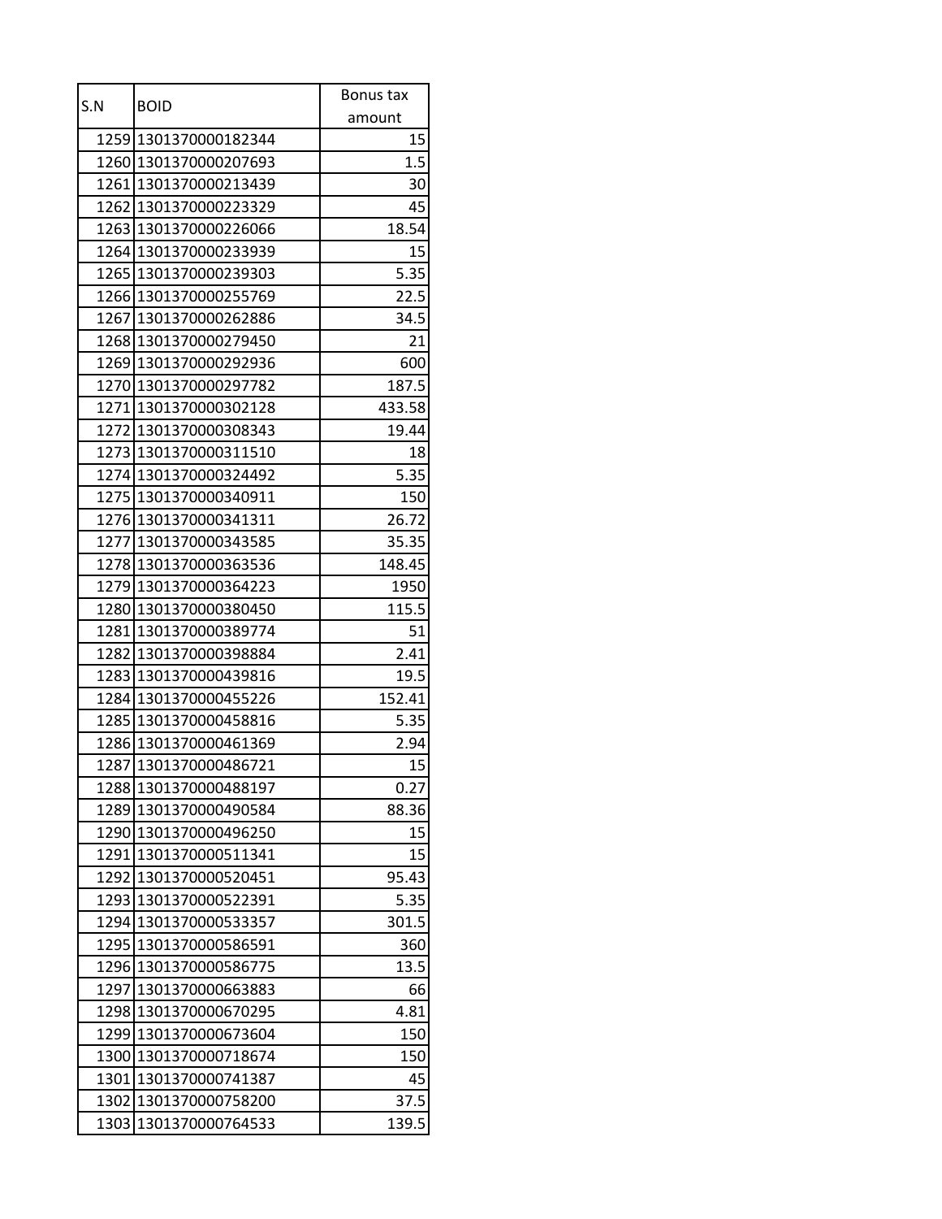| S.N | BOID | Bonus tax amount |
|---|---|---|
| 1259 | 1301370000182344 | 15 |
| 1260 | 1301370000207693 | 1.5 |
| 1261 | 1301370000213439 | 30 |
| 1262 | 1301370000223329 | 45 |
| 1263 | 1301370000226066 | 18.54 |
| 1264 | 1301370000233939 | 15 |
| 1265 | 1301370000239303 | 5.35 |
| 1266 | 1301370000255769 | 22.5 |
| 1267 | 1301370000262886 | 34.5 |
| 1268 | 1301370000279450 | 21 |
| 1269 | 1301370000292936 | 600 |
| 1270 | 1301370000297782 | 187.5 |
| 1271 | 1301370000302128 | 433.58 |
| 1272 | 1301370000308343 | 19.44 |
| 1273 | 1301370000311510 | 18 |
| 1274 | 1301370000324492 | 5.35 |
| 1275 | 1301370000340911 | 150 |
| 1276 | 1301370000341311 | 26.72 |
| 1277 | 1301370000343585 | 35.35 |
| 1278 | 1301370000363536 | 148.45 |
| 1279 | 1301370000364223 | 1950 |
| 1280 | 1301370000380450 | 115.5 |
| 1281 | 1301370000389774 | 51 |
| 1282 | 1301370000398884 | 2.41 |
| 1283 | 1301370000439816 | 19.5 |
| 1284 | 1301370000455226 | 152.41 |
| 1285 | 1301370000458816 | 5.35 |
| 1286 | 1301370000461369 | 2.94 |
| 1287 | 1301370000486721 | 15 |
| 1288 | 1301370000488197 | 0.27 |
| 1289 | 1301370000490584 | 88.36 |
| 1290 | 1301370000496250 | 15 |
| 1291 | 1301370000511341 | 15 |
| 1292 | 1301370000520451 | 95.43 |
| 1293 | 1301370000522391 | 5.35 |
| 1294 | 1301370000533357 | 301.5 |
| 1295 | 1301370000586591 | 360 |
| 1296 | 1301370000586775 | 13.5 |
| 1297 | 1301370000663883 | 66 |
| 1298 | 1301370000670295 | 4.81 |
| 1299 | 1301370000673604 | 150 |
| 1300 | 1301370000718674 | 150 |
| 1301 | 1301370000741387 | 45 |
| 1302 | 1301370000758200 | 37.5 |
| 1303 | 1301370000764533 | 139.5 |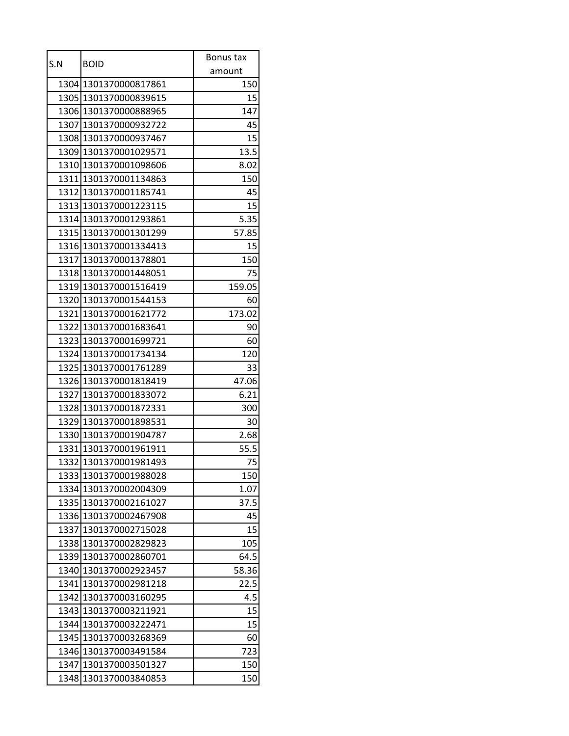| S.N | BOID | Bonus tax amount |
|---|---|---|
| 1304 | 1301370000817861 | 150 |
| 1305 | 1301370000839615 | 15 |
| 1306 | 1301370000888965 | 147 |
| 1307 | 1301370000932722 | 45 |
| 1308 | 1301370000937467 | 15 |
| 1309 | 1301370001029571 | 13.5 |
| 1310 | 1301370001098606 | 8.02 |
| 1311 | 1301370001134863 | 150 |
| 1312 | 1301370001185741 | 45 |
| 1313 | 1301370001223115 | 15 |
| 1314 | 1301370001293861 | 5.35 |
| 1315 | 1301370001301299 | 57.85 |
| 1316 | 1301370001334413 | 15 |
| 1317 | 1301370001378801 | 150 |
| 1318 | 1301370001448051 | 75 |
| 1319 | 1301370001516419 | 159.05 |
| 1320 | 1301370001544153 | 60 |
| 1321 | 1301370001621772 | 173.02 |
| 1322 | 1301370001683641 | 90 |
| 1323 | 1301370001699721 | 60 |
| 1324 | 1301370001734134 | 120 |
| 1325 | 1301370001761289 | 33 |
| 1326 | 1301370001818419 | 47.06 |
| 1327 | 1301370001833072 | 6.21 |
| 1328 | 1301370001872331 | 300 |
| 1329 | 1301370001898531 | 30 |
| 1330 | 1301370001904787 | 2.68 |
| 1331 | 1301370001961911 | 55.5 |
| 1332 | 1301370001981493 | 75 |
| 1333 | 1301370001988028 | 150 |
| 1334 | 1301370002004309 | 1.07 |
| 1335 | 1301370002161027 | 37.5 |
| 1336 | 1301370002467908 | 45 |
| 1337 | 1301370002715028 | 15 |
| 1338 | 1301370002829823 | 105 |
| 1339 | 1301370002860701 | 64.5 |
| 1340 | 1301370002923457 | 58.36 |
| 1341 | 1301370002981218 | 22.5 |
| 1342 | 1301370003160295 | 4.5 |
| 1343 | 1301370003211921 | 15 |
| 1344 | 1301370003222471 | 15 |
| 1345 | 1301370003268369 | 60 |
| 1346 | 1301370003491584 | 723 |
| 1347 | 1301370003501327 | 150 |
| 1348 | 1301370003840853 | 150 |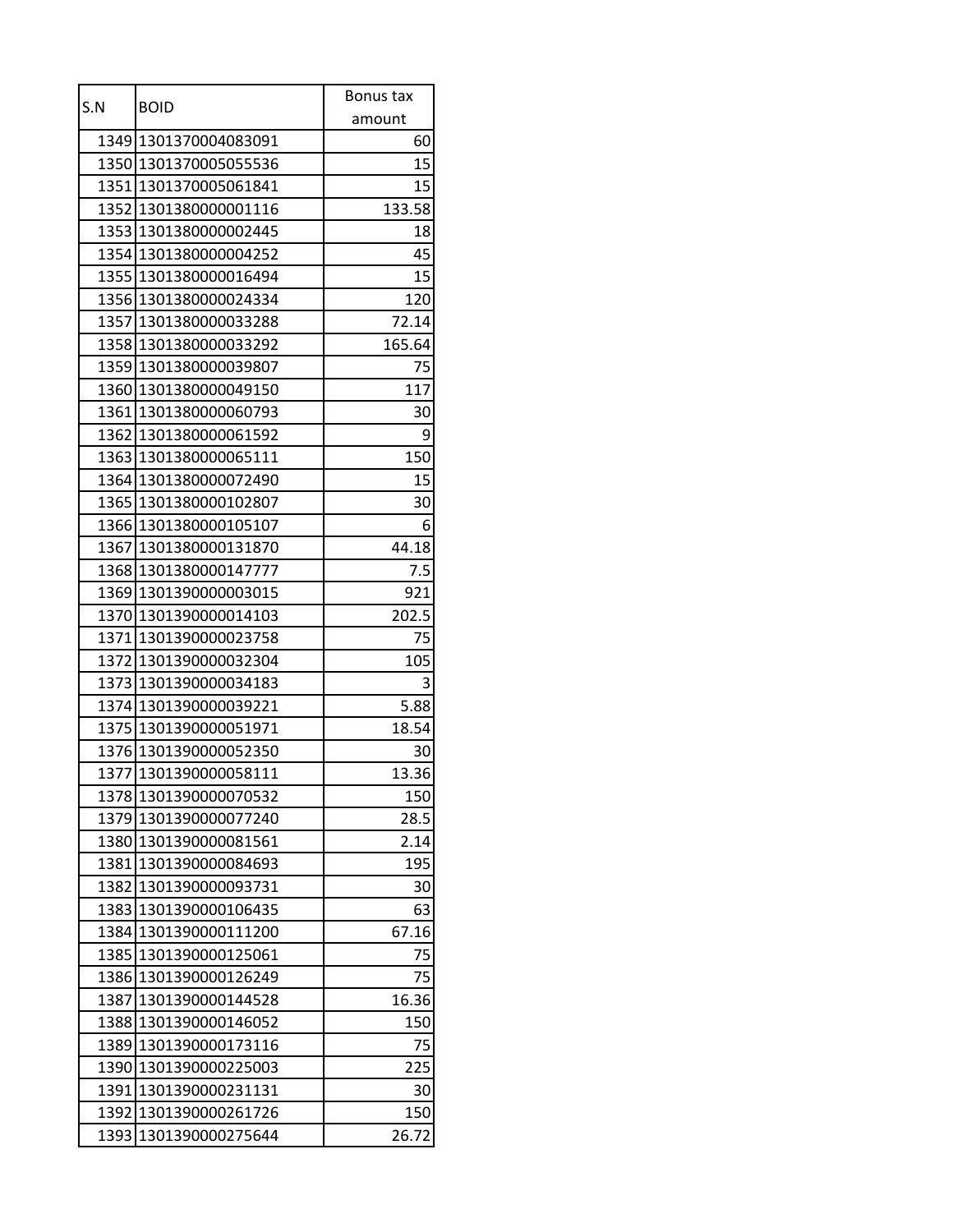| S.N | BOID | Bonus tax amount |
|---|---|---|
| 1349 | 1301370004083091 | 60 |
| 1350 | 1301370005055536 | 15 |
| 1351 | 1301370005061841 | 15 |
| 1352 | 1301380000001116 | 133.58 |
| 1353 | 1301380000002445 | 18 |
| 1354 | 1301380000004252 | 45 |
| 1355 | 1301380000016494 | 15 |
| 1356 | 1301380000024334 | 120 |
| 1357 | 1301380000033288 | 72.14 |
| 1358 | 1301380000033292 | 165.64 |
| 1359 | 1301380000039807 | 75 |
| 1360 | 1301380000049150 | 117 |
| 1361 | 1301380000060793 | 30 |
| 1362 | 1301380000061592 | 9 |
| 1363 | 1301380000065111 | 150 |
| 1364 | 1301380000072490 | 15 |
| 1365 | 1301380000102807 | 30 |
| 1366 | 1301380000105107 | 6 |
| 1367 | 1301380000131870 | 44.18 |
| 1368 | 1301380000147777 | 7.5 |
| 1369 | 1301390000003015 | 921 |
| 1370 | 1301390000014103 | 202.5 |
| 1371 | 1301390000023758 | 75 |
| 1372 | 1301390000032304 | 105 |
| 1373 | 1301390000034183 | 3 |
| 1374 | 1301390000039221 | 5.88 |
| 1375 | 1301390000051971 | 18.54 |
| 1376 | 1301390000052350 | 30 |
| 1377 | 1301390000058111 | 13.36 |
| 1378 | 1301390000070532 | 150 |
| 1379 | 1301390000077240 | 28.5 |
| 1380 | 1301390000081561 | 2.14 |
| 1381 | 1301390000084693 | 195 |
| 1382 | 1301390000093731 | 30 |
| 1383 | 1301390000106435 | 63 |
| 1384 | 1301390000111200 | 67.16 |
| 1385 | 1301390000125061 | 75 |
| 1386 | 1301390000126249 | 75 |
| 1387 | 1301390000144528 | 16.36 |
| 1388 | 1301390000146052 | 150 |
| 1389 | 1301390000173116 | 75 |
| 1390 | 1301390000225003 | 225 |
| 1391 | 1301390000231131 | 30 |
| 1392 | 1301390000261726 | 150 |
| 1393 | 1301390000275644 | 26.72 |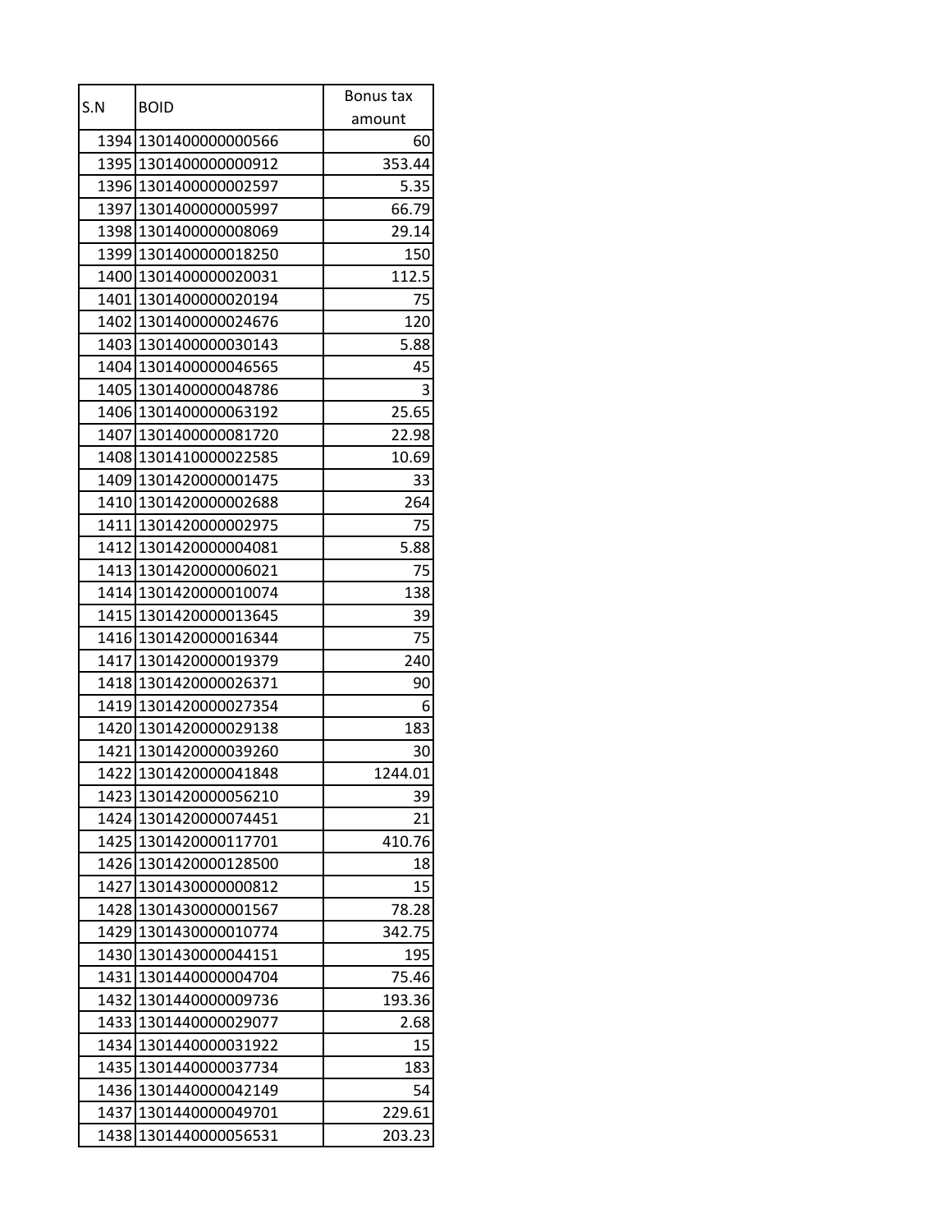| S.N | BOID | Bonus tax amount |
| --- | --- | --- |
| 1394 | 1301400000000566 | 60 |
| 1395 | 1301400000000912 | 353.44 |
| 1396 | 1301400000002597 | 5.35 |
| 1397 | 1301400000005997 | 66.79 |
| 1398 | 1301400000008069 | 29.14 |
| 1399 | 1301400000018250 | 150 |
| 1400 | 1301400000020031 | 112.5 |
| 1401 | 1301400000020194 | 75 |
| 1402 | 1301400000024676 | 120 |
| 1403 | 1301400000030143 | 5.88 |
| 1404 | 1301400000046565 | 45 |
| 1405 | 1301400000048786 | 3 |
| 1406 | 1301400000063192 | 25.65 |
| 1407 | 1301400000081720 | 22.98 |
| 1408 | 1301410000022585 | 10.69 |
| 1409 | 1301420000001475 | 33 |
| 1410 | 1301420000002688 | 264 |
| 1411 | 1301420000002975 | 75 |
| 1412 | 1301420000004081 | 5.88 |
| 1413 | 1301420000006021 | 75 |
| 1414 | 1301420000010074 | 138 |
| 1415 | 1301420000013645 | 39 |
| 1416 | 1301420000016344 | 75 |
| 1417 | 1301420000019379 | 240 |
| 1418 | 1301420000026371 | 90 |
| 1419 | 1301420000027354 | 6 |
| 1420 | 1301420000029138 | 183 |
| 1421 | 1301420000039260 | 30 |
| 1422 | 1301420000041848 | 1244.01 |
| 1423 | 1301420000056210 | 39 |
| 1424 | 1301420000074451 | 21 |
| 1425 | 1301420000117701 | 410.76 |
| 1426 | 1301420000128500 | 18 |
| 1427 | 1301430000000812 | 15 |
| 1428 | 1301430000001567 | 78.28 |
| 1429 | 1301430000010774 | 342.75 |
| 1430 | 1301430000044151 | 195 |
| 1431 | 1301440000004704 | 75.46 |
| 1432 | 1301440000009736 | 193.36 |
| 1433 | 1301440000029077 | 2.68 |
| 1434 | 1301440000031922 | 15 |
| 1435 | 1301440000037734 | 183 |
| 1436 | 1301440000042149 | 54 |
| 1437 | 1301440000049701 | 229.61 |
| 1438 | 1301440000056531 | 203.23 |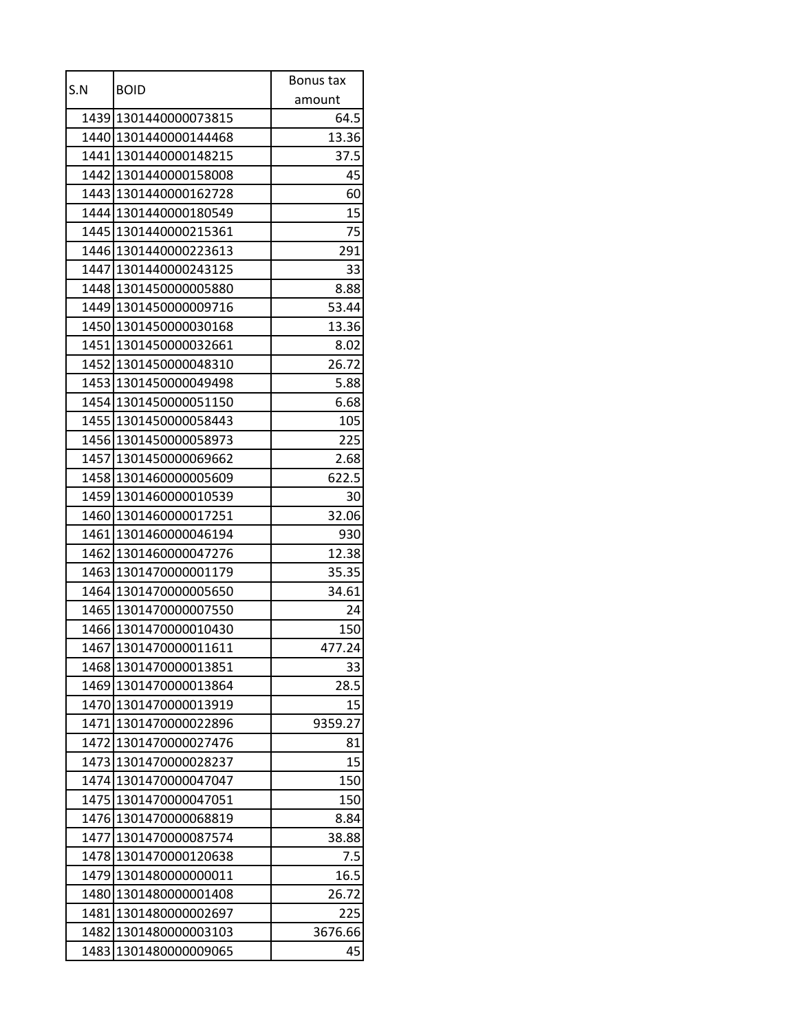| S.N | BOID | Bonus tax amount |
|---|---|---|
| 1439 | 1301440000073815 | 64.5 |
| 1440 | 1301440000144468 | 13.36 |
| 1441 | 1301440000148215 | 37.5 |
| 1442 | 1301440000158008 | 45 |
| 1443 | 1301440000162728 | 60 |
| 1444 | 1301440000180549 | 15 |
| 1445 | 1301440000215361 | 75 |
| 1446 | 1301440000223613 | 291 |
| 1447 | 1301440000243125 | 33 |
| 1448 | 1301450000005880 | 8.88 |
| 1449 | 1301450000009716 | 53.44 |
| 1450 | 1301450000030168 | 13.36 |
| 1451 | 1301450000032661 | 8.02 |
| 1452 | 1301450000048310 | 26.72 |
| 1453 | 1301450000049498 | 5.88 |
| 1454 | 1301450000051150 | 6.68 |
| 1455 | 1301450000058443 | 105 |
| 1456 | 1301450000058973 | 225 |
| 1457 | 1301450000069662 | 2.68 |
| 1458 | 1301460000005609 | 622.5 |
| 1459 | 1301460000010539 | 30 |
| 1460 | 1301460000017251 | 32.06 |
| 1461 | 1301460000046194 | 930 |
| 1462 | 1301460000047276 | 12.38 |
| 1463 | 1301470000001179 | 35.35 |
| 1464 | 1301470000005650 | 34.61 |
| 1465 | 1301470000007550 | 24 |
| 1466 | 1301470000010430 | 150 |
| 1467 | 1301470000011611 | 477.24 |
| 1468 | 1301470000013851 | 33 |
| 1469 | 1301470000013864 | 28.5 |
| 1470 | 1301470000013919 | 15 |
| 1471 | 1301470000022896 | 9359.27 |
| 1472 | 1301470000027476 | 81 |
| 1473 | 1301470000028237 | 15 |
| 1474 | 1301470000047047 | 150 |
| 1475 | 1301470000047051 | 150 |
| 1476 | 1301470000068819 | 8.84 |
| 1477 | 1301470000087574 | 38.88 |
| 1478 | 1301470000120638 | 7.5 |
| 1479 | 1301480000000011 | 16.5 |
| 1480 | 1301480000001408 | 26.72 |
| 1481 | 1301480000002697 | 225 |
| 1482 | 1301480000003103 | 3676.66 |
| 1483 | 1301480000009065 | 45 |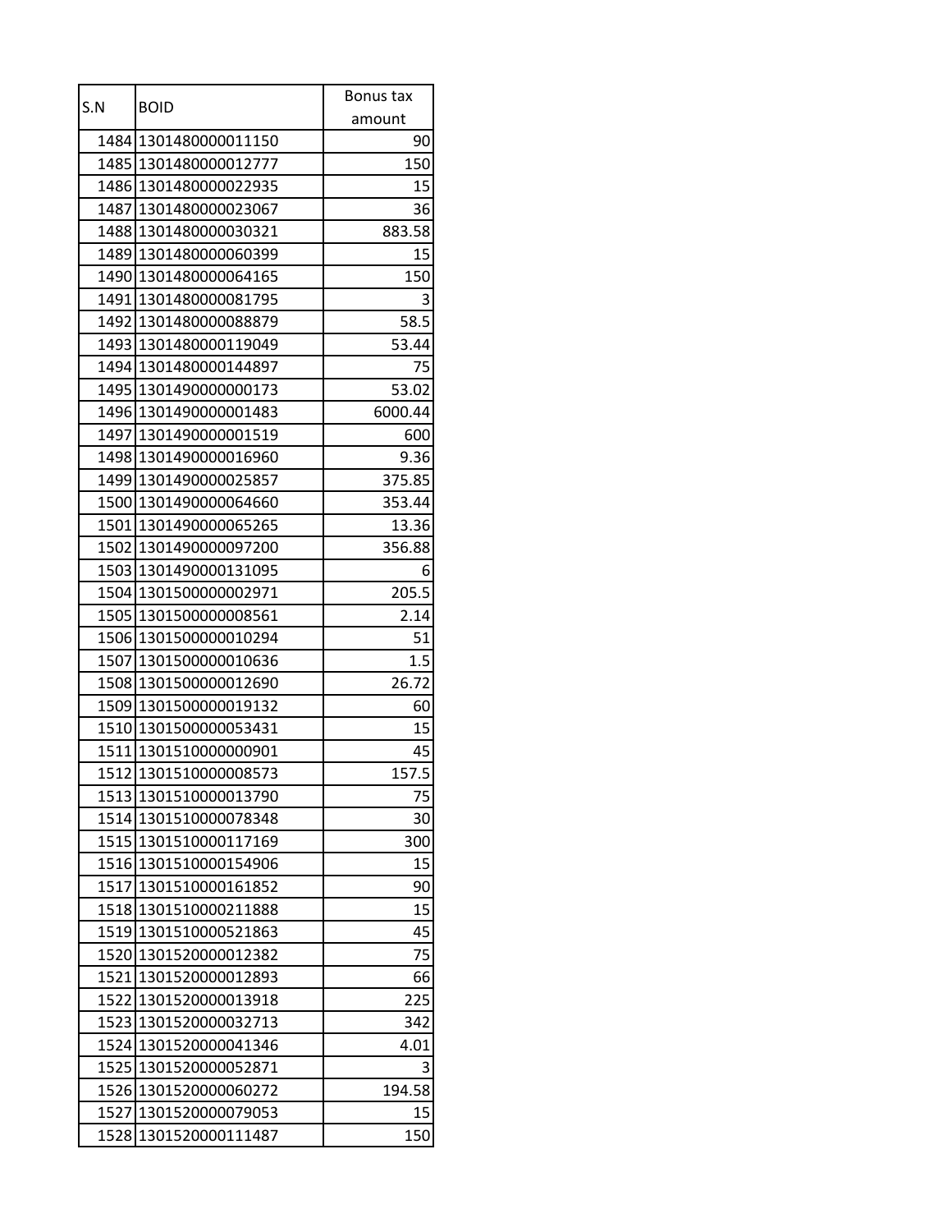| S.N | BOID | Bonus tax amount |
| --- | --- | --- |
| 1484 | 1301480000011150 | 90 |
| 1485 | 1301480000012777 | 150 |
| 1486 | 1301480000022935 | 15 |
| 1487 | 1301480000023067 | 36 |
| 1488 | 1301480000030321 | 883.58 |
| 1489 | 1301480000060399 | 15 |
| 1490 | 1301480000064165 | 150 |
| 1491 | 1301480000081795 | 3 |
| 1492 | 1301480000088879 | 58.5 |
| 1493 | 1301480000119049 | 53.44 |
| 1494 | 1301480000144897 | 75 |
| 1495 | 1301490000000173 | 53.02 |
| 1496 | 1301490000001483 | 6000.44 |
| 1497 | 1301490000001519 | 600 |
| 1498 | 1301490000016960 | 9.36 |
| 1499 | 1301490000025857 | 375.85 |
| 1500 | 1301490000064660 | 353.44 |
| 1501 | 1301490000065265 | 13.36 |
| 1502 | 1301490000097200 | 356.88 |
| 1503 | 1301490000131095 | 6 |
| 1504 | 1301500000002971 | 205.5 |
| 1505 | 1301500000008561 | 2.14 |
| 1506 | 1301500000010294 | 51 |
| 1507 | 1301500000010636 | 1.5 |
| 1508 | 1301500000012690 | 26.72 |
| 1509 | 1301500000019132 | 60 |
| 1510 | 1301500000053431 | 15 |
| 1511 | 1301510000000901 | 45 |
| 1512 | 1301510000008573 | 157.5 |
| 1513 | 1301510000013790 | 75 |
| 1514 | 1301510000078348 | 30 |
| 1515 | 1301510000117169 | 300 |
| 1516 | 1301510000154906 | 15 |
| 1517 | 1301510000161852 | 90 |
| 1518 | 1301510000211888 | 15 |
| 1519 | 1301510000521863 | 45 |
| 1520 | 1301520000012382 | 75 |
| 1521 | 1301520000012893 | 66 |
| 1522 | 1301520000013918 | 225 |
| 1523 | 1301520000032713 | 342 |
| 1524 | 1301520000041346 | 4.01 |
| 1525 | 1301520000052871 | 3 |
| 1526 | 1301520000060272 | 194.58 |
| 1527 | 1301520000079053 | 15 |
| 1528 | 1301520000111487 | 150 |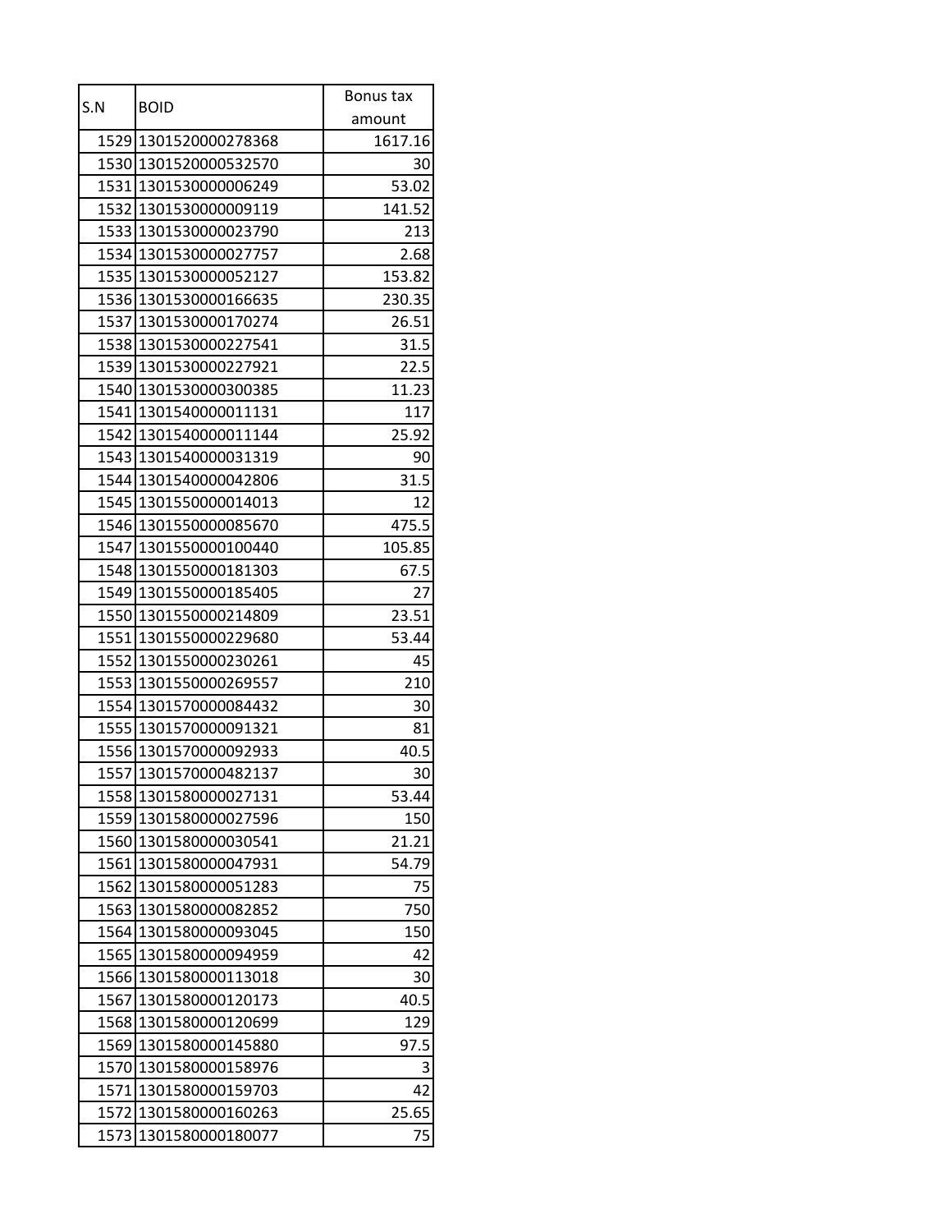| S.N | BOID | Bonus tax amount |
|---|---|---|
| 1529 | 1301520000278368 | 1617.16 |
| 1530 | 1301520000532570 | 30 |
| 1531 | 1301530000006249 | 53.02 |
| 1532 | 1301530000009119 | 141.52 |
| 1533 | 1301530000023790 | 213 |
| 1534 | 1301530000027757 | 2.68 |
| 1535 | 1301530000052127 | 153.82 |
| 1536 | 1301530000166635 | 230.35 |
| 1537 | 1301530000170274 | 26.51 |
| 1538 | 1301530000227541 | 31.5 |
| 1539 | 1301530000227921 | 22.5 |
| 1540 | 1301530000300385 | 11.23 |
| 1541 | 1301540000011131 | 117 |
| 1542 | 1301540000011144 | 25.92 |
| 1543 | 1301540000031319 | 90 |
| 1544 | 1301540000042806 | 31.5 |
| 1545 | 1301550000014013 | 12 |
| 1546 | 1301550000085670 | 475.5 |
| 1547 | 1301550000100440 | 105.85 |
| 1548 | 1301550000181303 | 67.5 |
| 1549 | 1301550000185405 | 27 |
| 1550 | 1301550000214809 | 23.51 |
| 1551 | 1301550000229680 | 53.44 |
| 1552 | 1301550000230261 | 45 |
| 1553 | 1301550000269557 | 210 |
| 1554 | 1301570000084432 | 30 |
| 1555 | 1301570000091321 | 81 |
| 1556 | 1301570000092933 | 40.5 |
| 1557 | 1301570000482137 | 30 |
| 1558 | 1301580000027131 | 53.44 |
| 1559 | 1301580000027596 | 150 |
| 1560 | 1301580000030541 | 21.21 |
| 1561 | 1301580000047931 | 54.79 |
| 1562 | 1301580000051283 | 75 |
| 1563 | 1301580000082852 | 750 |
| 1564 | 1301580000093045 | 150 |
| 1565 | 1301580000094959 | 42 |
| 1566 | 1301580000113018 | 30 |
| 1567 | 1301580000120173 | 40.5 |
| 1568 | 1301580000120699 | 129 |
| 1569 | 1301580000145880 | 97.5 |
| 1570 | 1301580000158976 | 3 |
| 1571 | 1301580000159703 | 42 |
| 1572 | 1301580000160263 | 25.65 |
| 1573 | 1301580000180077 | 75 |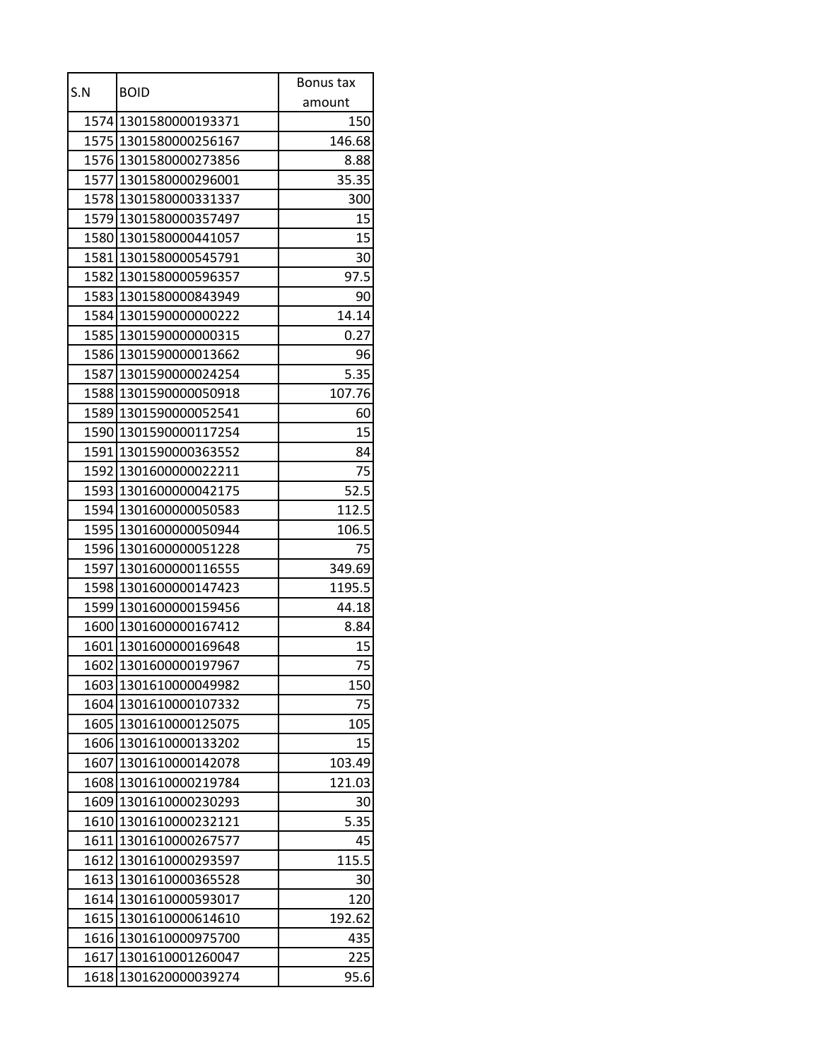| S.N | BOID | Bonus tax amount |
| --- | --- | --- |
| 1574 | 1301580000193371 | 150 |
| 1575 | 1301580000256167 | 146.68 |
| 1576 | 1301580000273856 | 8.88 |
| 1577 | 1301580000296001 | 35.35 |
| 1578 | 1301580000331337 | 300 |
| 1579 | 1301580000357497 | 15 |
| 1580 | 1301580000441057 | 15 |
| 1581 | 1301580000545791 | 30 |
| 1582 | 1301580000596357 | 97.5 |
| 1583 | 1301580000843949 | 90 |
| 1584 | 1301590000000222 | 14.14 |
| 1585 | 1301590000000315 | 0.27 |
| 1586 | 1301590000013662 | 96 |
| 1587 | 1301590000024254 | 5.35 |
| 1588 | 1301590000050918 | 107.76 |
| 1589 | 1301590000052541 | 60 |
| 1590 | 1301590000117254 | 15 |
| 1591 | 1301590000363552 | 84 |
| 1592 | 1301600000022211 | 75 |
| 1593 | 1301600000042175 | 52.5 |
| 1594 | 1301600000050583 | 112.5 |
| 1595 | 1301600000050944 | 106.5 |
| 1596 | 1301600000051228 | 75 |
| 1597 | 1301600000116555 | 349.69 |
| 1598 | 1301600000147423 | 1195.5 |
| 1599 | 1301600000159456 | 44.18 |
| 1600 | 1301600000167412 | 8.84 |
| 1601 | 1301600000169648 | 15 |
| 1602 | 1301600000197967 | 75 |
| 1603 | 1301610000049982 | 150 |
| 1604 | 1301610000107332 | 75 |
| 1605 | 1301610000125075 | 105 |
| 1606 | 1301610000133202 | 15 |
| 1607 | 1301610000142078 | 103.49 |
| 1608 | 1301610000219784 | 121.03 |
| 1609 | 1301610000230293 | 30 |
| 1610 | 1301610000232121 | 5.35 |
| 1611 | 1301610000267577 | 45 |
| 1612 | 1301610000293597 | 115.5 |
| 1613 | 1301610000365528 | 30 |
| 1614 | 1301610000593017 | 120 |
| 1615 | 1301610000614610 | 192.62 |
| 1616 | 1301610000975700 | 435 |
| 1617 | 1301610001260047 | 225 |
| 1618 | 1301620000039274 | 95.6 |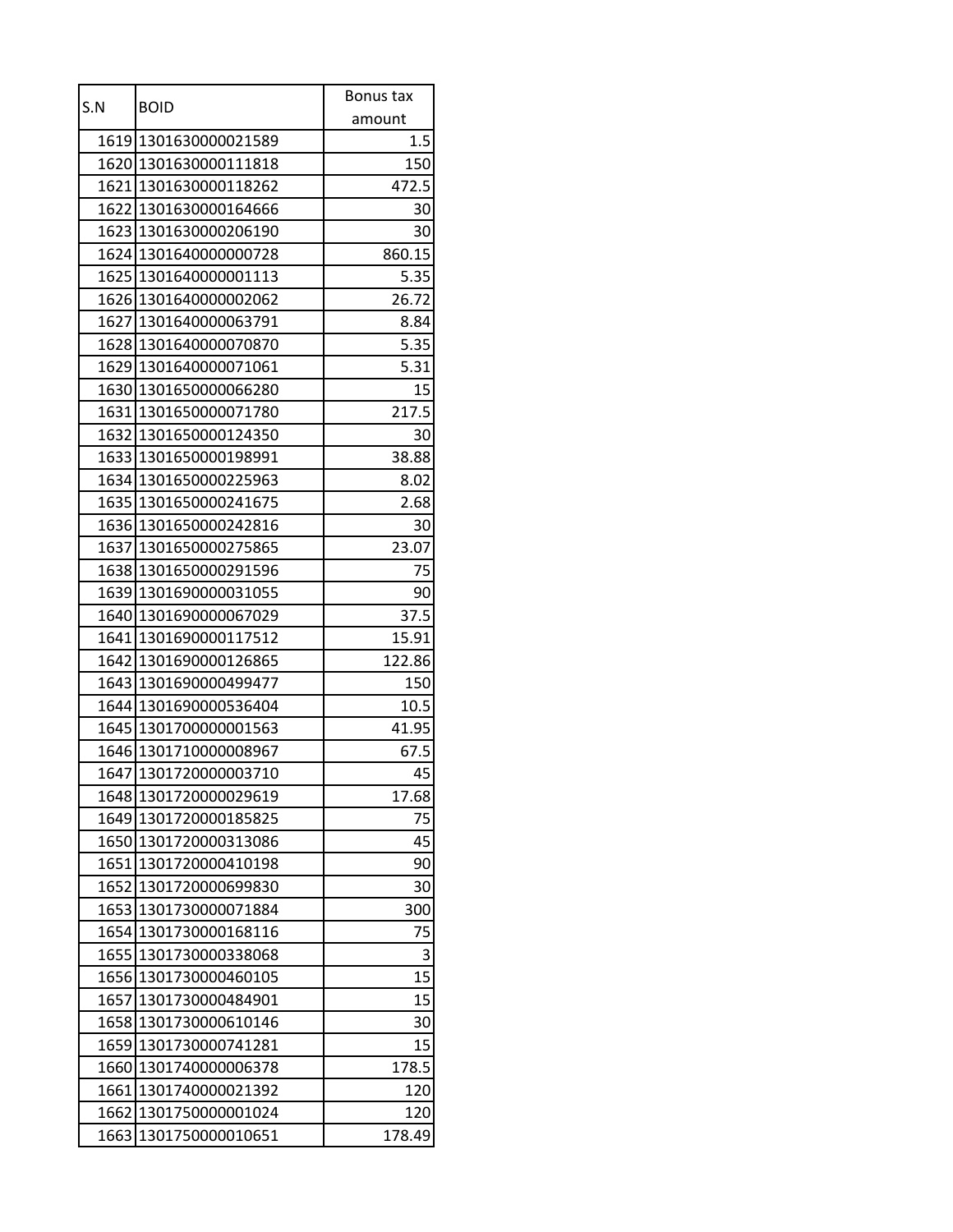| S.N | BOID | Bonus tax amount |
|---|---|---|
| 1619 | 1301630000021589 | 1.5 |
| 1620 | 1301630000111818 | 150 |
| 1621 | 1301630000118262 | 472.5 |
| 1622 | 1301630000164666 | 30 |
| 1623 | 1301630000206190 | 30 |
| 1624 | 1301640000000728 | 860.15 |
| 1625 | 1301640000001113 | 5.35 |
| 1626 | 1301640000002062 | 26.72 |
| 1627 | 1301640000063791 | 8.84 |
| 1628 | 1301640000070870 | 5.35 |
| 1629 | 1301640000071061 | 5.31 |
| 1630 | 1301650000066280 | 15 |
| 1631 | 1301650000071780 | 217.5 |
| 1632 | 1301650000124350 | 30 |
| 1633 | 1301650000198991 | 38.88 |
| 1634 | 1301650000225963 | 8.02 |
| 1635 | 1301650000241675 | 2.68 |
| 1636 | 1301650000242816 | 30 |
| 1637 | 1301650000275865 | 23.07 |
| 1638 | 1301650000291596 | 75 |
| 1639 | 1301690000031055 | 90 |
| 1640 | 1301690000067029 | 37.5 |
| 1641 | 1301690000117512 | 15.91 |
| 1642 | 1301690000126865 | 122.86 |
| 1643 | 1301690000499477 | 150 |
| 1644 | 1301690000536404 | 10.5 |
| 1645 | 1301700000001563 | 41.95 |
| 1646 | 1301710000008967 | 67.5 |
| 1647 | 1301720000003710 | 45 |
| 1648 | 1301720000029619 | 17.68 |
| 1649 | 1301720000185825 | 75 |
| 1650 | 1301720000313086 | 45 |
| 1651 | 1301720000410198 | 90 |
| 1652 | 1301720000699830 | 30 |
| 1653 | 1301730000071884 | 300 |
| 1654 | 1301730000168116 | 75 |
| 1655 | 1301730000338068 | 3 |
| 1656 | 1301730000460105 | 15 |
| 1657 | 1301730000484901 | 15 |
| 1658 | 1301730000610146 | 30 |
| 1659 | 1301730000741281 | 15 |
| 1660 | 1301740000006378 | 178.5 |
| 1661 | 1301740000021392 | 120 |
| 1662 | 1301750000001024 | 120 |
| 1663 | 1301750000010651 | 178.49 |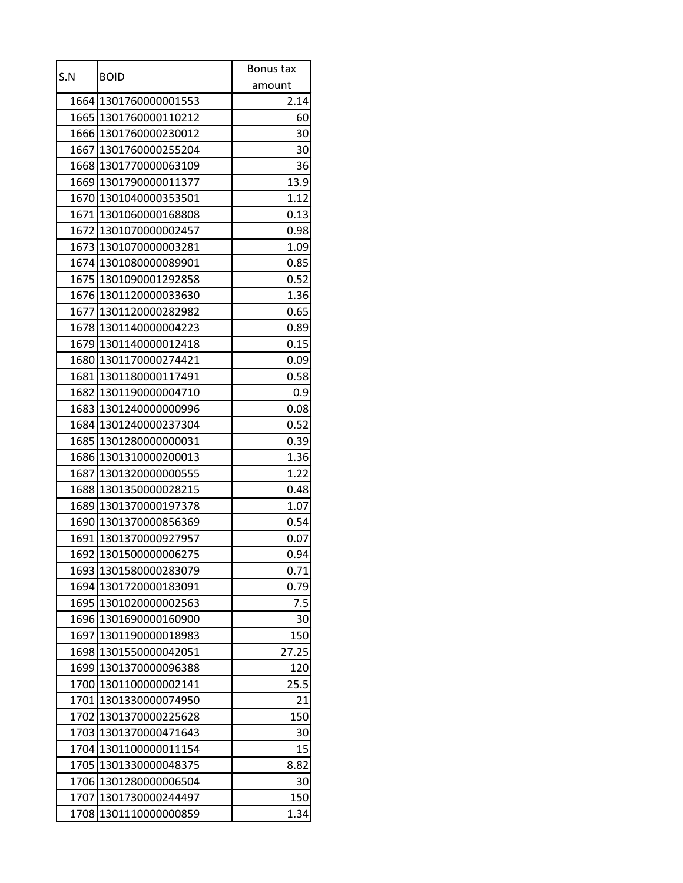| S.N | BOID | Bonus tax amount |
|---|---|---|
| 1664 | 1301760000001553 | 2.14 |
| 1665 | 1301760000110212 | 60 |
| 1666 | 1301760000230012 | 30 |
| 1667 | 1301760000255204 | 30 |
| 1668 | 1301770000063109 | 36 |
| 1669 | 1301790000011377 | 13.9 |
| 1670 | 1301040000353501 | 1.12 |
| 1671 | 1301060000168808 | 0.13 |
| 1672 | 1301070000002457 | 0.98 |
| 1673 | 1301070000003281 | 1.09 |
| 1674 | 1301080000089901 | 0.85 |
| 1675 | 1301090001292858 | 0.52 |
| 1676 | 1301120000033630 | 1.36 |
| 1677 | 1301120000282982 | 0.65 |
| 1678 | 1301140000004223 | 0.89 |
| 1679 | 1301140000012418 | 0.15 |
| 1680 | 1301170000274421 | 0.09 |
| 1681 | 1301180000117491 | 0.58 |
| 1682 | 1301190000004710 | 0.9 |
| 1683 | 1301240000000996 | 0.08 |
| 1684 | 1301240000237304 | 0.52 |
| 1685 | 1301280000000031 | 0.39 |
| 1686 | 1301310000200013 | 1.36 |
| 1687 | 1301320000000555 | 1.22 |
| 1688 | 1301350000028215 | 0.48 |
| 1689 | 1301370000197378 | 1.07 |
| 1690 | 1301370000856369 | 0.54 |
| 1691 | 1301370000927957 | 0.07 |
| 1692 | 1301500000006275 | 0.94 |
| 1693 | 1301580000283079 | 0.71 |
| 1694 | 1301720000183091 | 0.79 |
| 1695 | 1301020000002563 | 7.5 |
| 1696 | 1301690000160900 | 30 |
| 1697 | 1301190000018983 | 150 |
| 1698 | 1301550000042051 | 27.25 |
| 1699 | 1301370000096388 | 120 |
| 1700 | 1301100000002141 | 25.5 |
| 1701 | 1301330000074950 | 21 |
| 1702 | 1301370000225628 | 150 |
| 1703 | 1301370000471643 | 30 |
| 1704 | 1301100000011154 | 15 |
| 1705 | 1301330000048375 | 8.82 |
| 1706 | 1301280000006504 | 30 |
| 1707 | 1301730000244497 | 150 |
| 1708 | 1301110000000859 | 1.34 |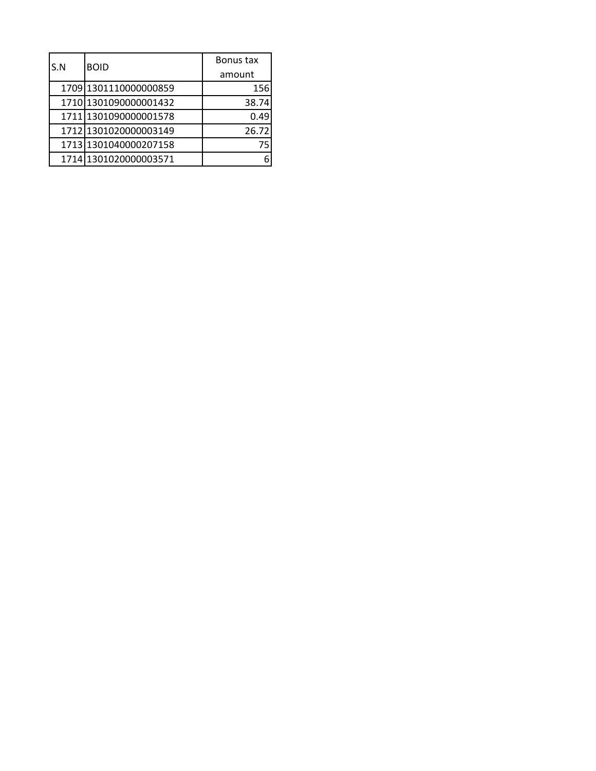| S.N | BOID | Bonus tax amount |
|---|---|---|
| 1709 | 1301110000000859 | 156 |
| 1710 | 1301090000001432 | 38.74 |
| 1711 | 1301090000001578 | 0.49 |
| 1712 | 1301020000003149 | 26.72 |
| 1713 | 1301040000207158 | 75 |
| 1714 | 1301020000003571 | 6 |